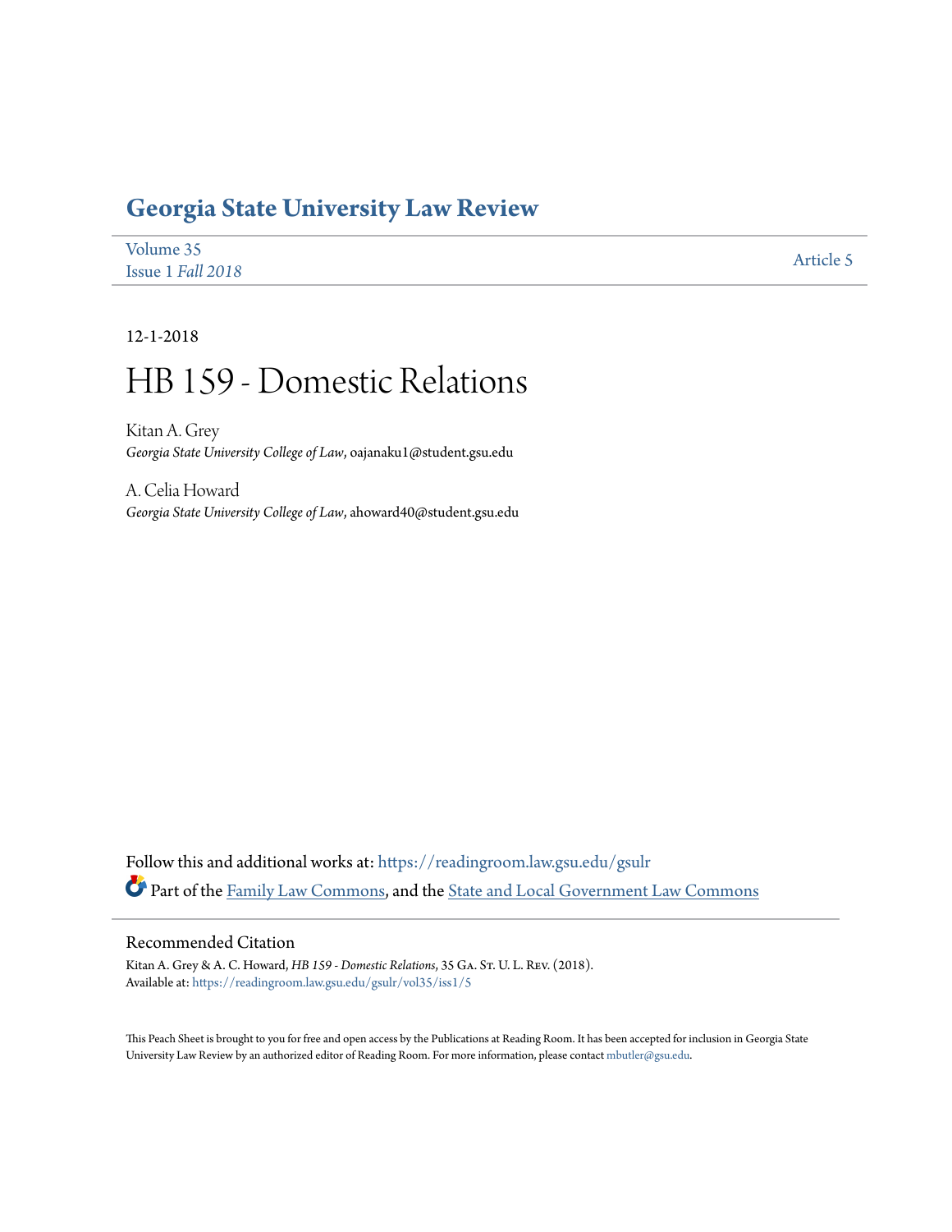# Georgia State University Law Review

Volume 35
Issue 1 *Fall 2018*

Article 5

12-1-2018

# HB 159 - Domestic Relations

Kitan A. Grey
*Georgia State University College of Law*, oajanaku1@student.gsu.edu

A. Celia Howard
*Georgia State University College of Law*, ahoward40@student.gsu.edu

Follow this and additional works at: https://readingroom.law.gsu.edu/gsulr

Part of the Family Law Commons, and the State and Local Government Law Commons

## Recommended Citation

Kitan A. Grey & A. C. Howard, *HB 159 - Domestic Relations*, 35 Ga. St. U. L. Rev. (2018).
Available at: https://readingroom.law.gsu.edu/gsulr/vol35/iss1/5

This Peach Sheet is brought to you for free and open access by the Publications at Reading Room. It has been accepted for inclusion in Georgia State University Law Review by an authorized editor of Reading Room. For more information, please contact mbutler@gsu.edu.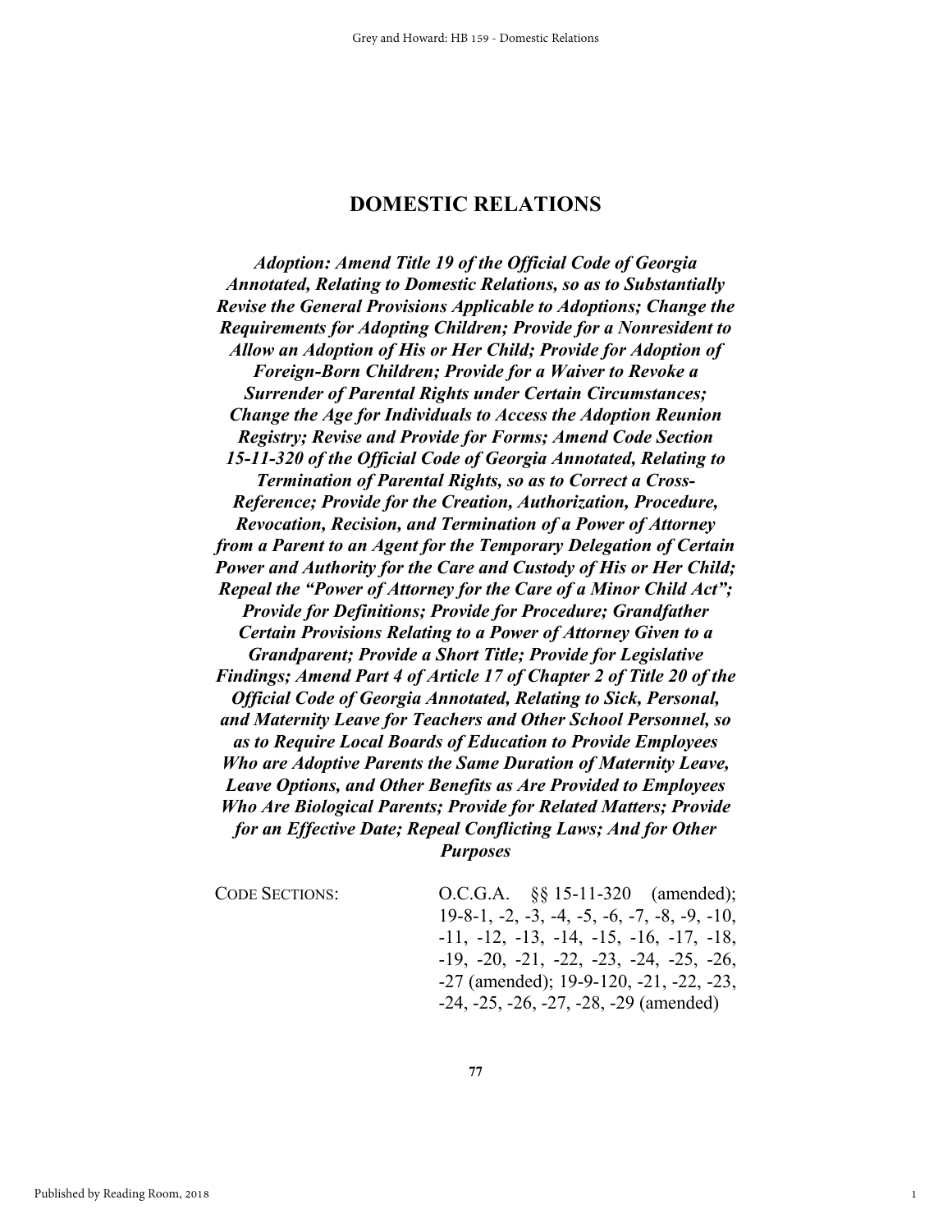# DOMESTIC RELATIONS

***Adoption: Amend Title 19 of the Official Code of Georgia Annotated, Relating to Domestic Relations, so as to Substantially Revise the General Provisions Applicable to Adoptions; Change the Requirements for Adopting Children; Provide for a Nonresident to Allow an Adoption of His or Her Child; Provide for Adoption of Foreign-Born Children; Provide for a Waiver to Revoke a Surrender of Parental Rights under Certain Circumstances; Change the Age for Individuals to Access the Adoption Reunion Registry; Revise and Provide for Forms; Amend Code Section 15-11-320 of the Official Code of Georgia Annotated, Relating to Termination of Parental Rights, so as to Correct a Cross-Reference; Provide for the Creation, Authorization, Procedure, Revocation, Recision, and Termination of a Power of Attorney from a Parent to an Agent for the Temporary Delegation of Certain Power and Authority for the Care and Custody of His or Her Child; Repeal the "Power of Attorney for the Care of a Minor Child Act"; Provide for Definitions; Provide for Procedure; Grandfather Certain Provisions Relating to a Power of Attorney Given to a Grandparent; Provide a Short Title; Provide for Legislative Findings; Amend Part 4 of Article 17 of Chapter 2 of Title 20 of the Official Code of Georgia Annotated, Relating to Sick, Personal, and Maternity Leave for Teachers and Other School Personnel, so as to Require Local Boards of Education to Provide Employees Who are Adoptive Parents the Same Duration of Maternity Leave, Leave Options, and Other Benefits as Are Provided to Employees Who Are Biological Parents; Provide for Related Matters; Provide for an Effective Date; Repeal Conflicting Laws; And for Other Purposes***

| | |
|---|---|
| CODE SECTIONS: | O.C.G.A. §§ 15-11-320 (amended); 19-8-1, -2, -3, -4, -5, -6, -7, -8, -9, -10, -11, -12, -13, -14, -15, -16, -17, -18, -19, -20, -21, -22, -23, -24, -25, -26, -27 (amended); 19-9-120, -21, -22, -23, -24, -25, -26, -27, -28, -29 (amended) |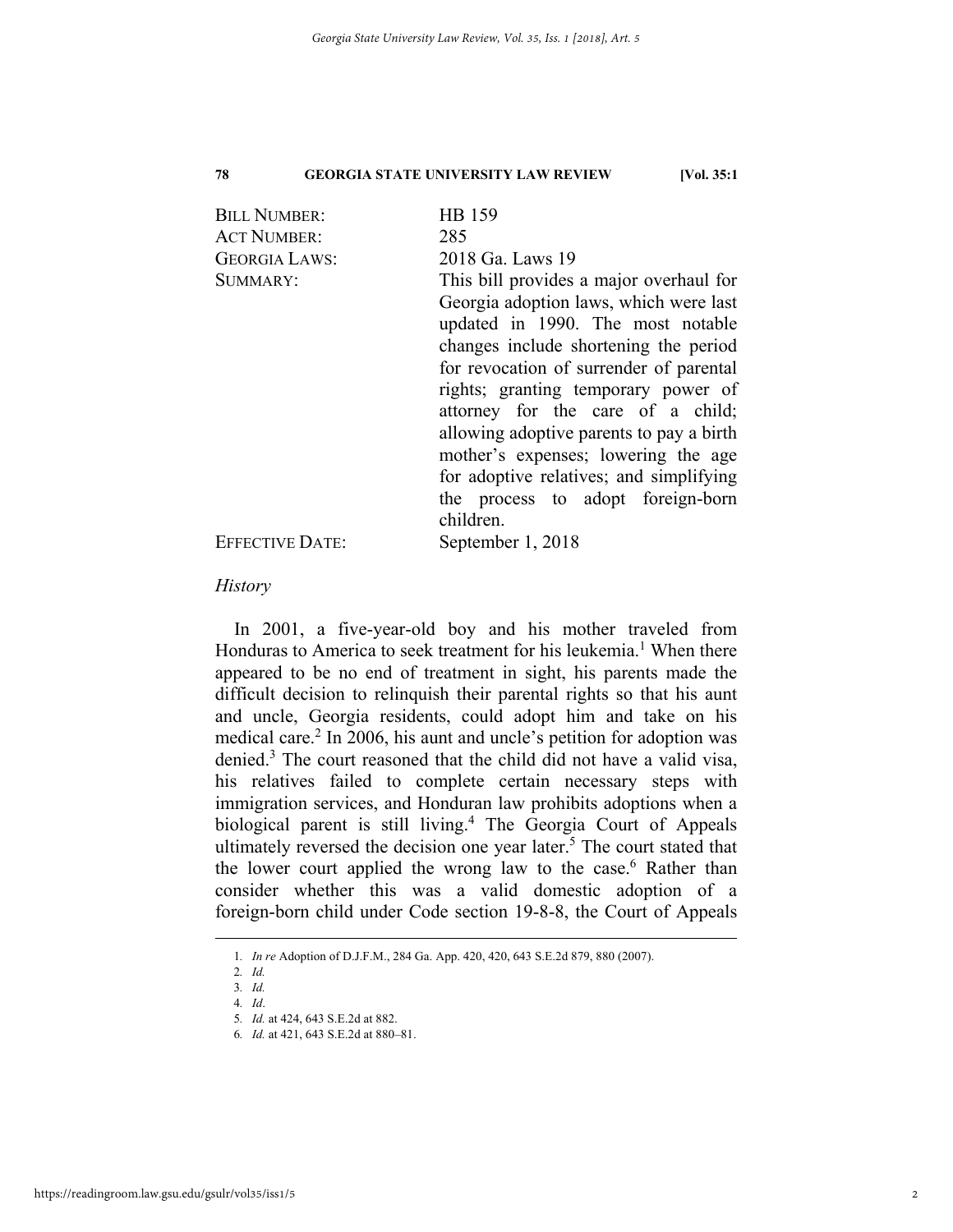| | |
|---|---|
| BILL NUMBER: | HB 159 |
| ACT NUMBER: | 285 |
| GEORGIA LAWS: | 2018 Ga. Laws 19 |
| SUMMARY: | This bill provides a major overhaul for Georgia adoption laws, which were last updated in 1990. The most notable changes include shortening the period for revocation of surrender of parental rights; granting temporary power of attorney for the care of a child; allowing adoptive parents to pay a birth mother's expenses; lowering the age for adoptive relatives; and simplifying the process to adopt foreign-born children. |
| EFFECTIVE DATE: | September 1, 2018 |

*History*

In 2001, a five-year-old boy and his mother traveled from Honduras to America to seek treatment for his leukemia.[1] When there appeared to be no end of treatment in sight, his parents made the difficult decision to relinquish their parental rights so that his aunt and uncle, Georgia residents, could adopt him and take on his medical care.[2] In 2006, his aunt and uncle's petition for adoption was denied.[3] The court reasoned that the child did not have a valid visa, his relatives failed to complete certain necessary steps with immigration services, and Honduran law prohibits adoptions when a biological parent is still living.[4] The Georgia Court of Appeals ultimately reversed the decision one year later.[5] The court stated that the lower court applied the wrong law to the case.[6] Rather than consider whether this was a valid domestic adoption of a foreign-born child under Code section 19-8-8, the Court of Appeals

---

1. *In re* Adoption of D.J.F.M., 284 Ga. App. 420, 420, 643 S.E.2d 879, 880 (2007).
2. *Id.*
3. *Id.*
4. *Id*.
5. *Id.* at 424, 643 S.E.2d at 882.
6. *Id.* at 421, 643 S.E.2d at 880–81.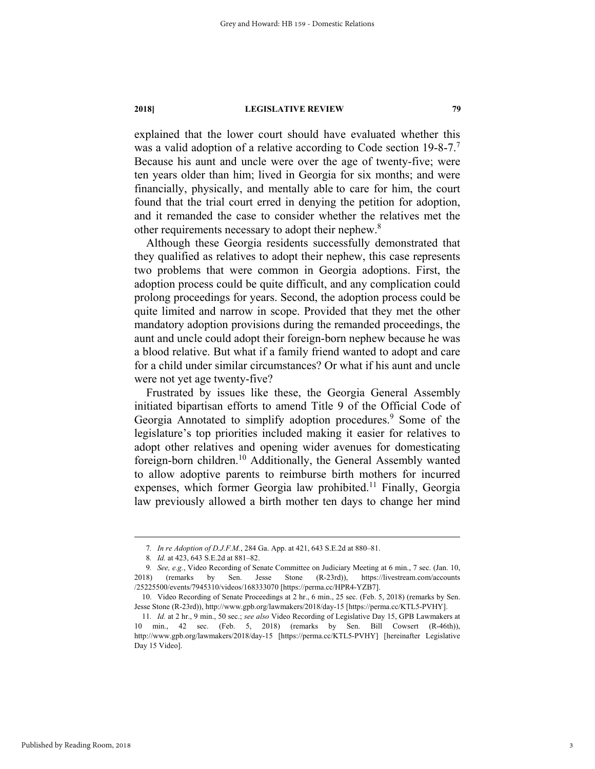explained that the lower court should have evaluated whether this was a valid adoption of a relative according to Code section 19-8-7.[7] Because his aunt and uncle were over the age of twenty-five; were ten years older than him; lived in Georgia for six months; and were financially, physically, and mentally able to care for him, the court found that the trial court erred in denying the petition for adoption, and it remanded the case to consider whether the relatives met the other requirements necessary to adopt their nephew.[8]

Although these Georgia residents successfully demonstrated that they qualified as relatives to adopt their nephew, this case represents two problems that were common in Georgia adoptions. First, the adoption process could be quite difficult, and any complication could prolong proceedings for years. Second, the adoption process could be quite limited and narrow in scope. Provided that they met the other mandatory adoption provisions during the remanded proceedings, the aunt and uncle could adopt their foreign-born nephew because he was a blood relative. But what if a family friend wanted to adopt and care for a child under similar circumstances? Or what if his aunt and uncle were not yet age twenty-five?

Frustrated by issues like these, the Georgia General Assembly initiated bipartisan efforts to amend Title 9 of the Official Code of Georgia Annotated to simplify adoption procedures.[9] Some of the legislature's top priorities included making it easier for relatives to adopt other relatives and opening wider avenues for domesticating foreign-born children.[10] Additionally, the General Assembly wanted to allow adoptive parents to reimburse birth mothers for incurred expenses, which former Georgia law prohibited.[11] Finally, Georgia law previously allowed a birth mother ten days to change her mind

---

7. *In re Adoption of D.J.F.M.*, 284 Ga. App. at 421, 643 S.E.2d at 880–81.

8. *Id.* at 423, 643 S.E.2d at 881–82.

9. *See, e.g.*, Video Recording of Senate Committee on Judiciary Meeting at 6 min., 7 sec. (Jan. 10, 2018) (remarks by Sen. Jesse Stone (R-23rd)), https://livestream.com/accounts/25225500/events/7945310/videos/168333070 [https://perma.cc/HPR4-YZB7].

10. Video Recording of Senate Proceedings at 2 hr., 6 min., 25 sec. (Feb. 5, 2018) (remarks by Sen. Jesse Stone (R-23rd)), http://www.gpb.org/lawmakers/2018/day-15 [https://perma.cc/KTL5-PVHY].

11. *Id.* at 2 hr., 9 min., 50 sec.; *see also* Video Recording of Legislative Day 15, GPB Lawmakers at 10 min., 42 sec. (Feb. 5, 2018) (remarks by Sen. Bill Cowsert (R-46th)), http://www.gpb.org/lawmakers/2018/day-15 [https://perma.cc/KTL5-PVHY] [hereinafter Legislative Day 15 Video].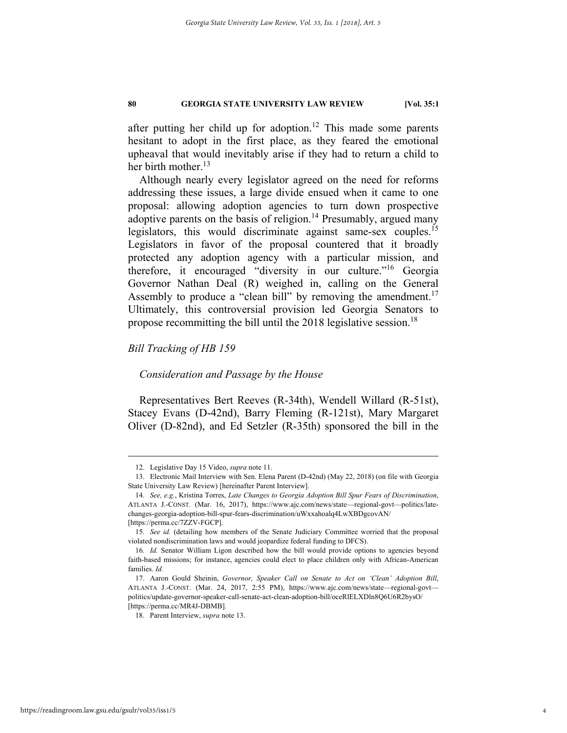after putting her child up for adoption.[12] This made some parents hesitant to adopt in the first place, as they feared the emotional upheaval that would inevitably arise if they had to return a child to her birth mother.[13]

Although nearly every legislator agreed on the need for reforms addressing these issues, a large divide ensued when it came to one proposal: allowing adoption agencies to turn down prospective adoptive parents on the basis of religion.[14] Presumably, argued many legislators, this would discriminate against same-sex couples.[15] Legislators in favor of the proposal countered that it broadly protected any adoption agency with a particular mission, and therefore, it encouraged "diversity in our culture."[16] Georgia Governor Nathan Deal (R) weighed in, calling on the General Assembly to produce a "clean bill" by removing the amendment.[17] Ultimately, this controversial provision led Georgia Senators to propose recommitting the bill until the 2018 legislative session.[18]

### *Bill Tracking of HB 159*

#### *Consideration and Passage by the House*

Representatives Bert Reeves (R-34th), Wendell Willard (R-51st), Stacey Evans (D-42nd), Barry Fleming (R-121st), Mary Margaret Oliver (D-82nd), and Ed Setzler (R-35th) sponsored the bill in the

---

12. Legislative Day 15 Video, *supra* note 11.

13. Electronic Mail Interview with Sen. Elena Parent (D-42nd) (May 22, 2018) (on file with Georgia State University Law Review) [hereinafter Parent Interview].

14. *See, e.g.*, Kristina Torres, *Late Changes to Georgia Adoption Bill Spur Fears of Discrimination*, ATLANTA J.-CONST. (Mar. 16, 2017), https://www.ajc.com/news/state—regional-govt—politics/late-changes-georgia-adoption-bill-spur-fears-discrimination/uWxxahoalq4LwXBDgcovAN/ [https://perma.cc/7ZZV-FGCP].

15. *See id.* (detailing how members of the Senate Judiciary Committee worried that the proposal violated nondiscrimination laws and would jeopardize federal funding to DFCS).

16. *Id.* Senator William Ligon described how the bill would provide options to agencies beyond faith-based missions; for instance, agencies could elect to place children only with African-American families. *Id.*

17. Aaron Gould Sheinin, *Governor, Speaker Call on Senate to Act on 'Clean' Adoption Bill*, ATLANTA J.-CONST. (Mar. 24, 2017, 2:55 PM), https://www.ajc.com/news/state—regional-govt—politics/update-governor-speaker-call-senate-act-clean-adoption-bill/oceRlELXDln8Q6U6R2bysO/ [https://perma.cc/MR4J-DBMB].

18. Parent Interview, *supra* note 13.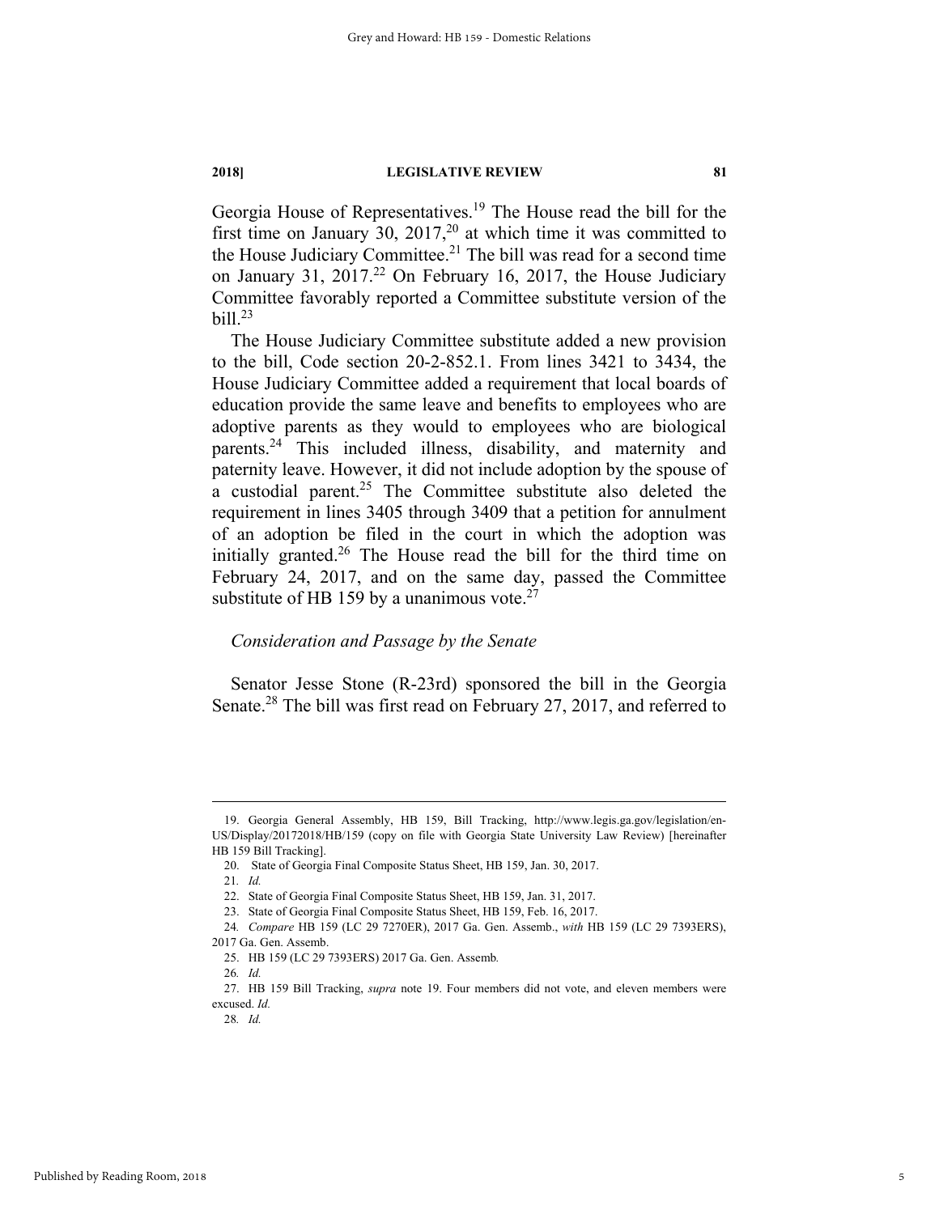Georgia House of Representatives.[19] The House read the bill for the first time on January 30, 2017,[20] at which time it was committed to the House Judiciary Committee.[21] The bill was read for a second time on January 31, 2017.[22] On February 16, 2017, the House Judiciary Committee favorably reported a Committee substitute version of the bill.[23]

The House Judiciary Committee substitute added a new provision to the bill, Code section 20-2-852.1. From lines 3421 to 3434, the House Judiciary Committee added a requirement that local boards of education provide the same leave and benefits to employees who are adoptive parents as they would to employees who are biological parents.[24] This included illness, disability, and maternity and paternity leave. However, it did not include adoption by the spouse of a custodial parent.[25] The Committee substitute also deleted the requirement in lines 3405 through 3409 that a petition for annulment of an adoption be filed in the court in which the adoption was initially granted.[26] The House read the bill for the third time on February 24, 2017, and on the same day, passed the Committee substitute of HB 159 by a unanimous vote.[27]

### *Consideration and Passage by the Senate*

Senator Jesse Stone (R-23rd) sponsored the bill in the Georgia Senate.[28] The bill was first read on February 27, 2017, and referred to

---

19. Georgia General Assembly, HB 159, Bill Tracking, http://www.legis.ga.gov/legislation/en-US/Display/20172018/HB/159 (copy on file with Georgia State University Law Review) [hereinafter HB 159 Bill Tracking].

20. State of Georgia Final Composite Status Sheet, HB 159, Jan. 30, 2017.

21. *Id.*

22. State of Georgia Final Composite Status Sheet, HB 159, Jan. 31, 2017.

23. State of Georgia Final Composite Status Sheet, HB 159, Feb. 16, 2017.

24. *Compare* HB 159 (LC 29 7270ER), 2017 Ga. Gen. Assemb., *with* HB 159 (LC 29 7393ERS), 2017 Ga. Gen. Assemb.

25. HB 159 (LC 29 7393ERS) 2017 Ga. Gen. Assemb.

26. *Id.*

27. HB 159 Bill Tracking, *supra* note 19. Four members did not vote, and eleven members were excused. *Id.*

28. *Id.*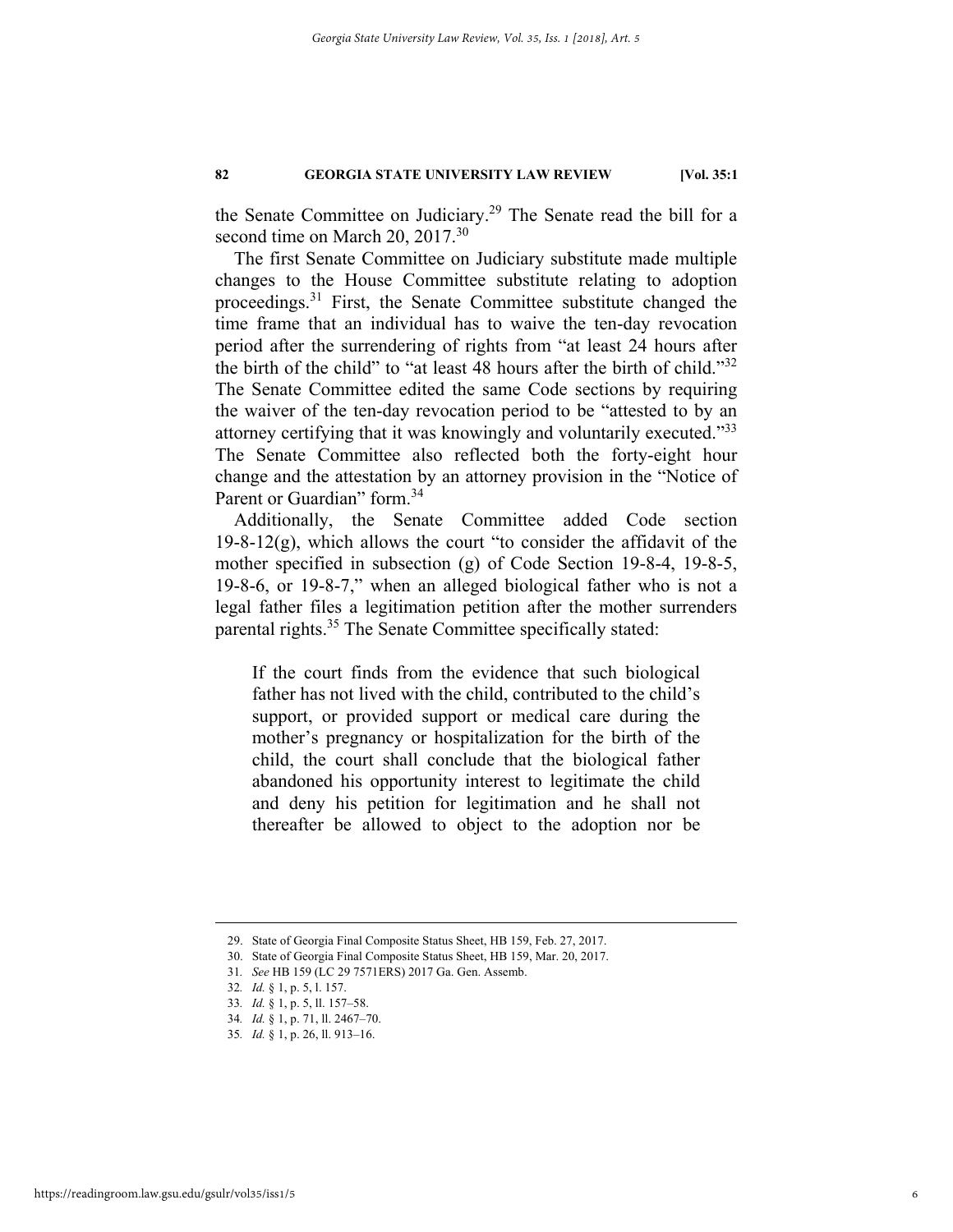the Senate Committee on Judiciary.[29] The Senate read the bill for a second time on March 20, 2017.[30]

The first Senate Committee on Judiciary substitute made multiple changes to the House Committee substitute relating to adoption proceedings.[31] First, the Senate Committee substitute changed the time frame that an individual has to waive the ten-day revocation period after the surrendering of rights from "at least 24 hours after the birth of the child" to "at least 48 hours after the birth of child."[32] The Senate Committee edited the same Code sections by requiring the waiver of the ten-day revocation period to be "attested to by an attorney certifying that it was knowingly and voluntarily executed."[33] The Senate Committee also reflected both the forty-eight hour change and the attestation by an attorney provision in the "Notice of Parent or Guardian" form.[34]

Additionally, the Senate Committee added Code section 19-8-12(g), which allows the court "to consider the affidavit of the mother specified in subsection (g) of Code Section 19-8-4, 19-8-5, 19-8-6, or 19-8-7," when an alleged biological father who is not a legal father files a legitimation petition after the mother surrenders parental rights.[35] The Senate Committee specifically stated:

> If the court finds from the evidence that such biological father has not lived with the child, contributed to the child's support, or provided support or medical care during the mother's pregnancy or hospitalization for the birth of the child, the court shall conclude that the biological father abandoned his opportunity interest to legitimate the child and deny his petition for legitimation and he shall not thereafter be allowed to object to the adoption nor be

---

29. State of Georgia Final Composite Status Sheet, HB 159, Feb. 27, 2017.
30. State of Georgia Final Composite Status Sheet, HB 159, Mar. 20, 2017.
31. *See* HB 159 (LC 29 7571ERS) 2017 Ga. Gen. Assemb.
32. *Id.* § 1, p. 5, l. 157.
33. *Id.* § 1, p. 5, ll. 157–58.
34. *Id.* § 1, p. 71, ll. 2467–70.
35. *Id.* § 1, p. 26, ll. 913–16.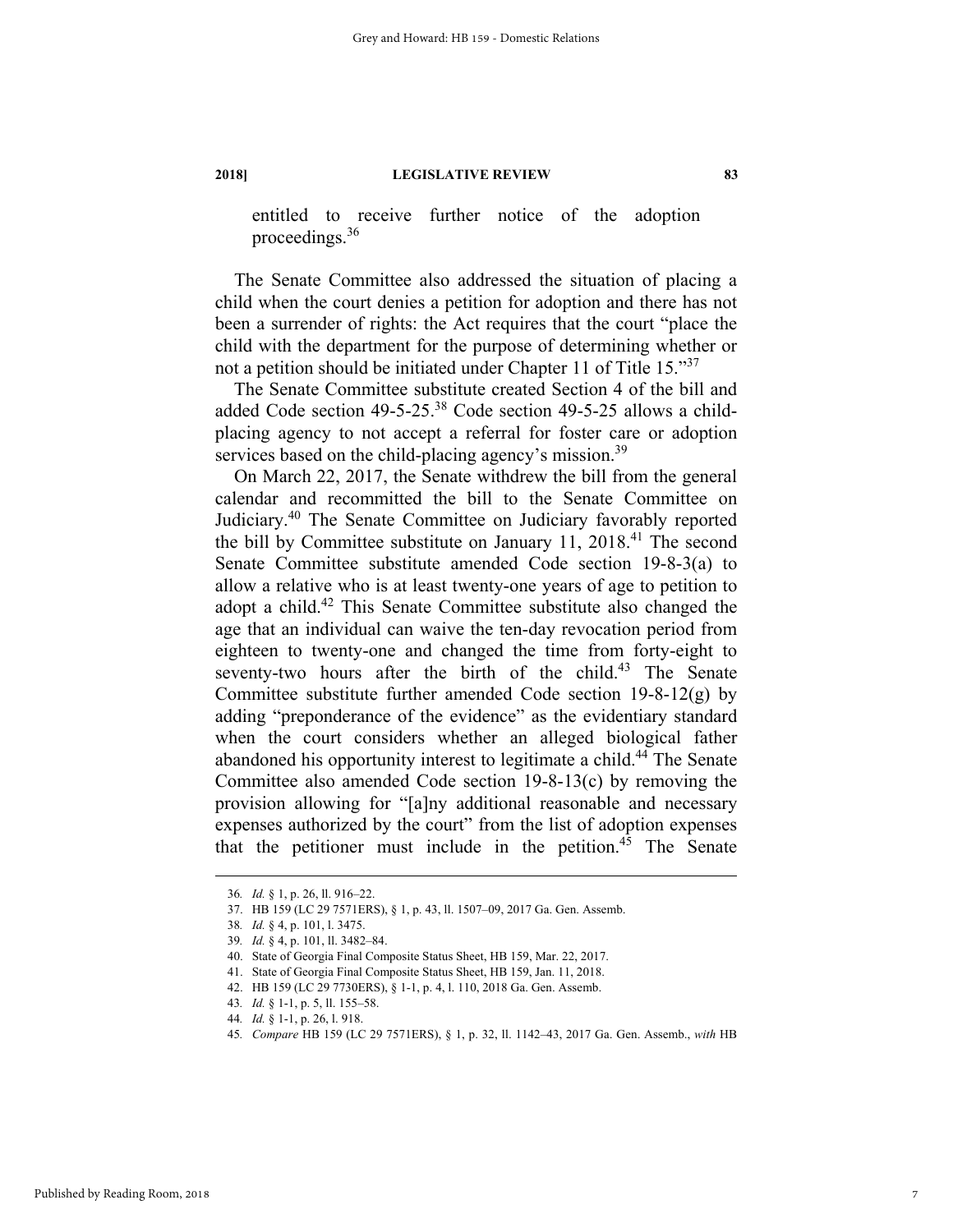entitled to receive further notice of the adoption proceedings.[36]

The Senate Committee also addressed the situation of placing a child when the court denies a petition for adoption and there has not been a surrender of rights: the Act requires that the court "place the child with the department for the purpose of determining whether or not a petition should be initiated under Chapter 11 of Title 15."[37]

The Senate Committee substitute created Section 4 of the bill and added Code section 49-5-25.[38] Code section 49-5-25 allows a child-placing agency to not accept a referral for foster care or adoption services based on the child-placing agency's mission.[39]

On March 22, 2017, the Senate withdrew the bill from the general calendar and recommitted the bill to the Senate Committee on Judiciary.[40] The Senate Committee on Judiciary favorably reported the bill by Committee substitute on January 11, 2018.[41] The second Senate Committee substitute amended Code section 19-8-3(a) to allow a relative who is at least twenty-one years of age to petition to adopt a child.[42] This Senate Committee substitute also changed the age that an individual can waive the ten-day revocation period from eighteen to twenty-one and changed the time from forty-eight to seventy-two hours after the birth of the child.[43] The Senate Committee substitute further amended Code section 19-8-12(g) by adding "preponderance of the evidence" as the evidentiary standard when the court considers whether an alleged biological father abandoned his opportunity interest to legitimate a child.[44] The Senate Committee also amended Code section 19-8-13(c) by removing the provision allowing for "[a]ny additional reasonable and necessary expenses authorized by the court" from the list of adoption expenses that the petitioner must include in the petition.[45] The Senate

---

36. *Id.* § 1, p. 26, ll. 916–22.
37. HB 159 (LC 29 7571ERS), § 1, p. 43, ll. 1507–09, 2017 Ga. Gen. Assemb.
38. *Id.* § 4, p. 101, l. 3475.
39. *Id.* § 4, p. 101, ll. 3482–84.
40. State of Georgia Final Composite Status Sheet, HB 159, Mar. 22, 2017.
41. State of Georgia Final Composite Status Sheet, HB 159, Jan. 11, 2018.
42. HB 159 (LC 29 7730ERS), § 1-1, p. 4, l. 110, 2018 Ga. Gen. Assemb.
43. *Id.* § 1-1, p. 5, ll. 155–58.
44. *Id.* § 1-1, p. 26, l. 918.
45. *Compare* HB 159 (LC 29 7571ERS), § 1, p. 32, ll. 1142–43, 2017 Ga. Gen. Assemb., *with* HB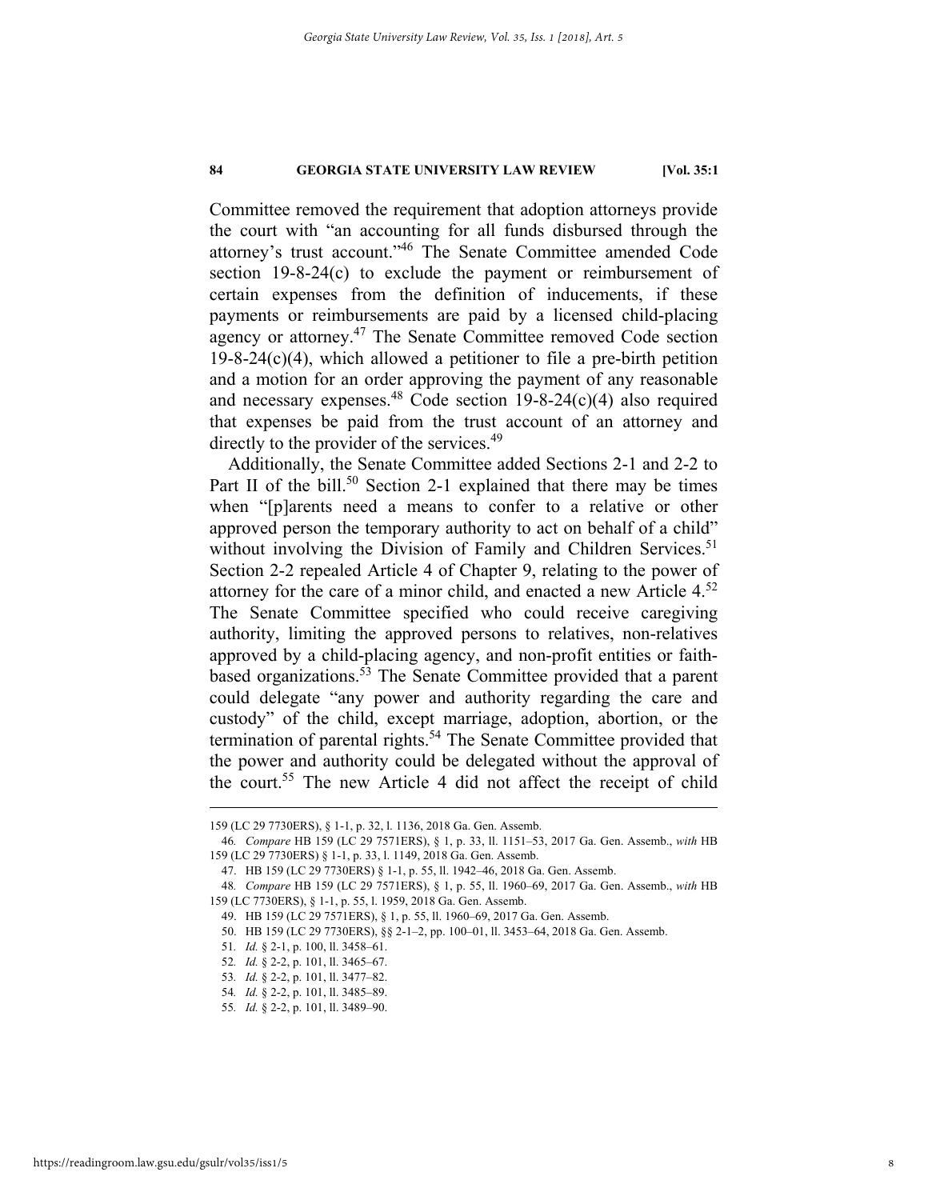Committee removed the requirement that adoption attorneys provide the court with "an accounting for all funds disbursed through the attorney's trust account."[46] The Senate Committee amended Code section 19-8-24(c) to exclude the payment or reimbursement of certain expenses from the definition of inducements, if these payments or reimbursements are paid by a licensed child-placing agency or attorney.[47] The Senate Committee removed Code section 19-8-24(c)(4), which allowed a petitioner to file a pre-birth petition and a motion for an order approving the payment of any reasonable and necessary expenses.[48] Code section 19-8-24(c)(4) also required that expenses be paid from the trust account of an attorney and directly to the provider of the services.[49]

Additionally, the Senate Committee added Sections 2-1 and 2-2 to Part II of the bill.[50] Section 2-1 explained that there may be times when "[p]arents need a means to confer to a relative or other approved person the temporary authority to act on behalf of a child" without involving the Division of Family and Children Services.[51] Section 2-2 repealed Article 4 of Chapter 9, relating to the power of attorney for the care of a minor child, and enacted a new Article 4.[52] The Senate Committee specified who could receive caregiving authority, limiting the approved persons to relatives, non-relatives approved by a child-placing agency, and non-profit entities or faith-based organizations.[53] The Senate Committee provided that a parent could delegate "any power and authority regarding the care and custody" of the child, except marriage, adoption, abortion, or the termination of parental rights.[54] The Senate Committee provided that the power and authority could be delegated without the approval of the court.[55] The new Article 4 did not affect the receipt of child

---

159 (LC 29 7730ERS), § 1-1, p. 32, l. 1136, 2018 Ga. Gen. Assemb.

46. *Compare* HB 159 (LC 29 7571ERS), § 1, p. 33, ll. 1151–53, 2017 Ga. Gen. Assemb., *with* HB 159 (LC 29 7730ERS) § 1-1, p. 33, l. 1149, 2018 Ga. Gen. Assemb.

47. HB 159 (LC 29 7730ERS) § 1-1, p. 55, ll. 1942–46, 2018 Ga. Gen. Assemb.

48. *Compare* HB 159 (LC 29 7571ERS), § 1, p. 55, ll. 1960–69, 2017 Ga. Gen. Assemb., *with* HB 159 (LC 7730ERS), § 1-1, p. 55, l. 1959, 2018 Ga. Gen. Assemb.

49. HB 159 (LC 29 7571ERS), § 1, p. 55, ll. 1960–69, 2017 Ga. Gen. Assemb.

50. HB 159 (LC 29 7730ERS), §§ 2-1–2, pp. 100–01, ll. 3453–64, 2018 Ga. Gen. Assemb.

51. *Id.* § 2-1, p. 100, ll. 3458–61.

52. *Id.* § 2-2, p. 101, ll. 3465–67.

53. *Id.* § 2-2, p. 101, ll. 3477–82.

54. *Id.* § 2-2, p. 101, ll. 3485–89.

55. *Id.* § 2-2, p. 101, ll. 3489–90.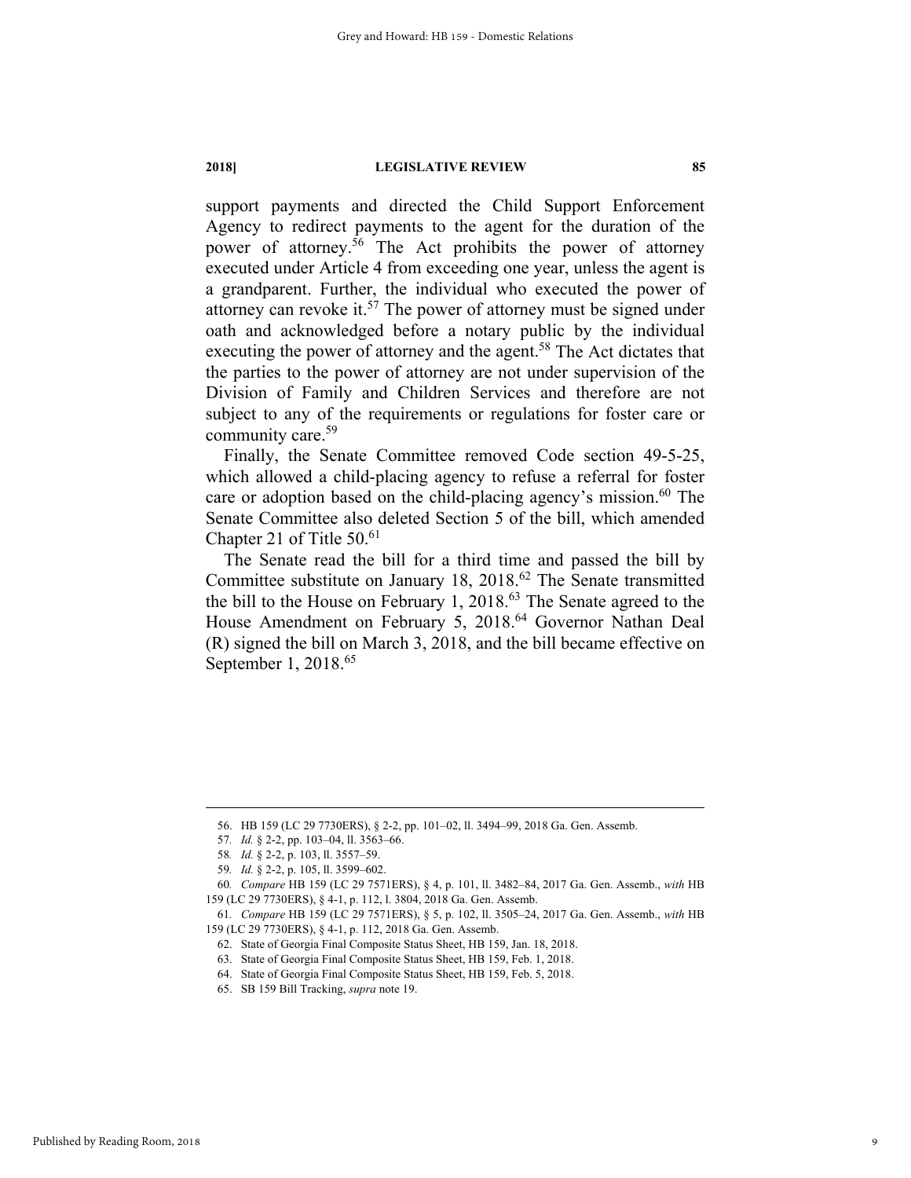support payments and directed the Child Support Enforcement Agency to redirect payments to the agent for the duration of the power of attorney.[56] The Act prohibits the power of attorney executed under Article 4 from exceeding one year, unless the agent is a grandparent. Further, the individual who executed the power of attorney can revoke it.[57] The power of attorney must be signed under oath and acknowledged before a notary public by the individual executing the power of attorney and the agent.[58] The Act dictates that the parties to the power of attorney are not under supervision of the Division of Family and Children Services and therefore are not subject to any of the requirements or regulations for foster care or community care.[59]

Finally, the Senate Committee removed Code section 49-5-25, which allowed a child-placing agency to refuse a referral for foster care or adoption based on the child-placing agency's mission.[60] The Senate Committee also deleted Section 5 of the bill, which amended Chapter 21 of Title 50.[61]

The Senate read the bill for a third time and passed the bill by Committee substitute on January 18, 2018.[62] The Senate transmitted the bill to the House on February 1, 2018.[63] The Senate agreed to the House Amendment on February 5, 2018.[64] Governor Nathan Deal (R) signed the bill on March 3, 2018, and the bill became effective on September 1, 2018.[65]

---

56. HB 159 (LC 29 7730ERS), § 2-2, pp. 101–02, ll. 3494–99, 2018 Ga. Gen. Assemb.

57. *Id.* § 2-2, pp. 103–04, ll. 3563–66.

58. *Id.* § 2-2, p. 103, ll. 3557–59.

59. *Id.* § 2-2, p. 105, ll. 3599–602.

60. *Compare* HB 159 (LC 29 7571ERS), § 4, p. 101, ll. 3482–84, 2017 Ga. Gen. Assemb., *with* HB 159 (LC 29 7730ERS), § 4-1, p. 112, l. 3804, 2018 Ga. Gen. Assemb.

61. *Compare* HB 159 (LC 29 7571ERS), § 5, p. 102, ll. 3505–24, 2017 Ga. Gen. Assemb., *with* HB 159 (LC 29 7730ERS), § 4-1, p. 112, 2018 Ga. Gen. Assemb.

62. State of Georgia Final Composite Status Sheet, HB 159, Jan. 18, 2018.

63. State of Georgia Final Composite Status Sheet, HB 159, Feb. 1, 2018.

64. State of Georgia Final Composite Status Sheet, HB 159, Feb. 5, 2018.

65. SB 159 Bill Tracking, *supra* note 19.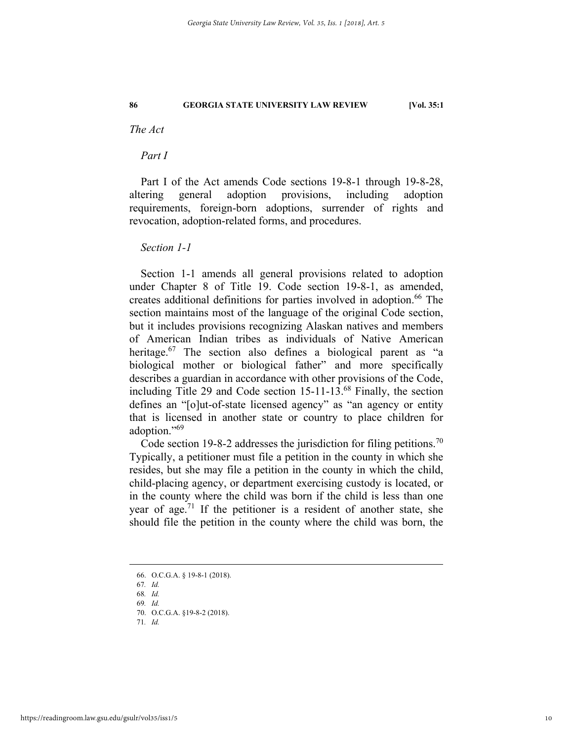*The Act*

*Part I*

Part I of the Act amends Code sections 19-8-1 through 19-8-28, altering general adoption provisions, including adoption requirements, foreign-born adoptions, surrender of rights and revocation, adoption-related forms, and procedures.

*Section 1-1*

Section 1-1 amends all general provisions related to adoption under Chapter 8 of Title 19. Code section 19-8-1, as amended, creates additional definitions for parties involved in adoption.[66] The section maintains most of the language of the original Code section, but it includes provisions recognizing Alaskan natives and members of American Indian tribes as individuals of Native American heritage.[67] The section also defines a biological parent as "a biological mother or biological father" and more specifically describes a guardian in accordance with other provisions of the Code, including Title 29 and Code section 15-11-13.[68] Finally, the section defines an "[o]ut-of-state licensed agency" as "an agency or entity that is licensed in another state or country to place children for adoption."[69]

Code section 19-8-2 addresses the jurisdiction for filing petitions.[70] Typically, a petitioner must file a petition in the county in which she resides, but she may file a petition in the county in which the child, child-placing agency, or department exercising custody is located, or in the county where the child was born if the child is less than one year of age.[71] If the petitioner is a resident of another state, she should file the petition in the county where the child was born, the

---

66. O.C.G.A. § 19-8-1 (2018).

67. *Id.*

68. *Id.*

69. *Id.*

70. O.C.G.A. §19-8-2 (2018).

71. *Id.*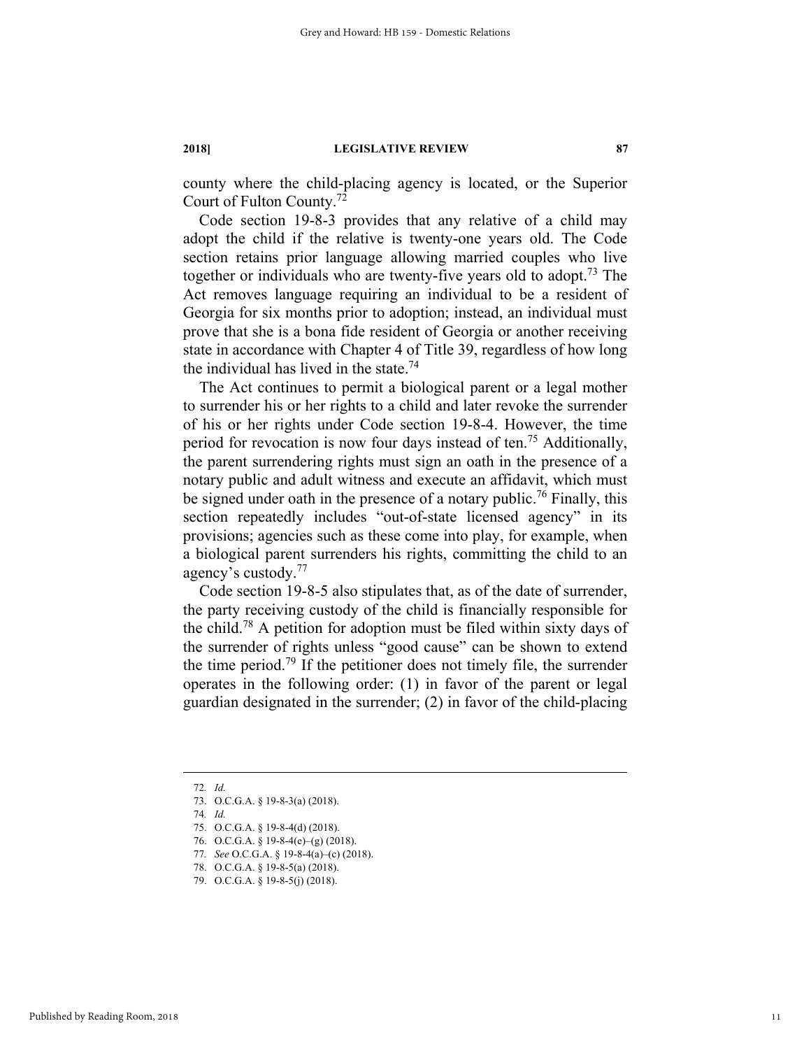county where the child-placing agency is located, or the Superior Court of Fulton County.[72]

Code section 19-8-3 provides that any relative of a child may adopt the child if the relative is twenty-one years old. The Code section retains prior language allowing married couples who live together or individuals who are twenty-five years old to adopt.[73] The Act removes language requiring an individual to be a resident of Georgia for six months prior to adoption; instead, an individual must prove that she is a bona fide resident of Georgia or another receiving state in accordance with Chapter 4 of Title 39, regardless of how long the individual has lived in the state.[74]

The Act continues to permit a biological parent or a legal mother to surrender his or her rights to a child and later revoke the surrender of his or her rights under Code section 19-8-4. However, the time period for revocation is now four days instead of ten.[75] Additionally, the parent surrendering rights must sign an oath in the presence of a notary public and adult witness and execute an affidavit, which must be signed under oath in the presence of a notary public.[76] Finally, this section repeatedly includes "out-of-state licensed agency" in its provisions; agencies such as these come into play, for example, when a biological parent surrenders his rights, committing the child to an agency's custody.[77]

Code section 19-8-5 also stipulates that, as of the date of surrender, the party receiving custody of the child is financially responsible for the child.[78] A petition for adoption must be filed within sixty days of the surrender of rights unless "good cause" can be shown to extend the time period.[79] If the petitioner does not timely file, the surrender operates in the following order: (1) in favor of the parent or legal guardian designated in the surrender; (2) in favor of the child-placing

---

72. *Id.*
73. O.C.G.A. § 19-8-3(a) (2018).
74. *Id.*
75. O.C.G.A. § 19-8-4(d) (2018).
76. O.C.G.A. § 19-8-4(e)–(g) (2018).
77. *See* O.C.G.A. § 19-8-4(a)–(c) (2018).
78. O.C.G.A. § 19-8-5(a) (2018).
79. O.C.G.A. § 19-8-5(j) (2018).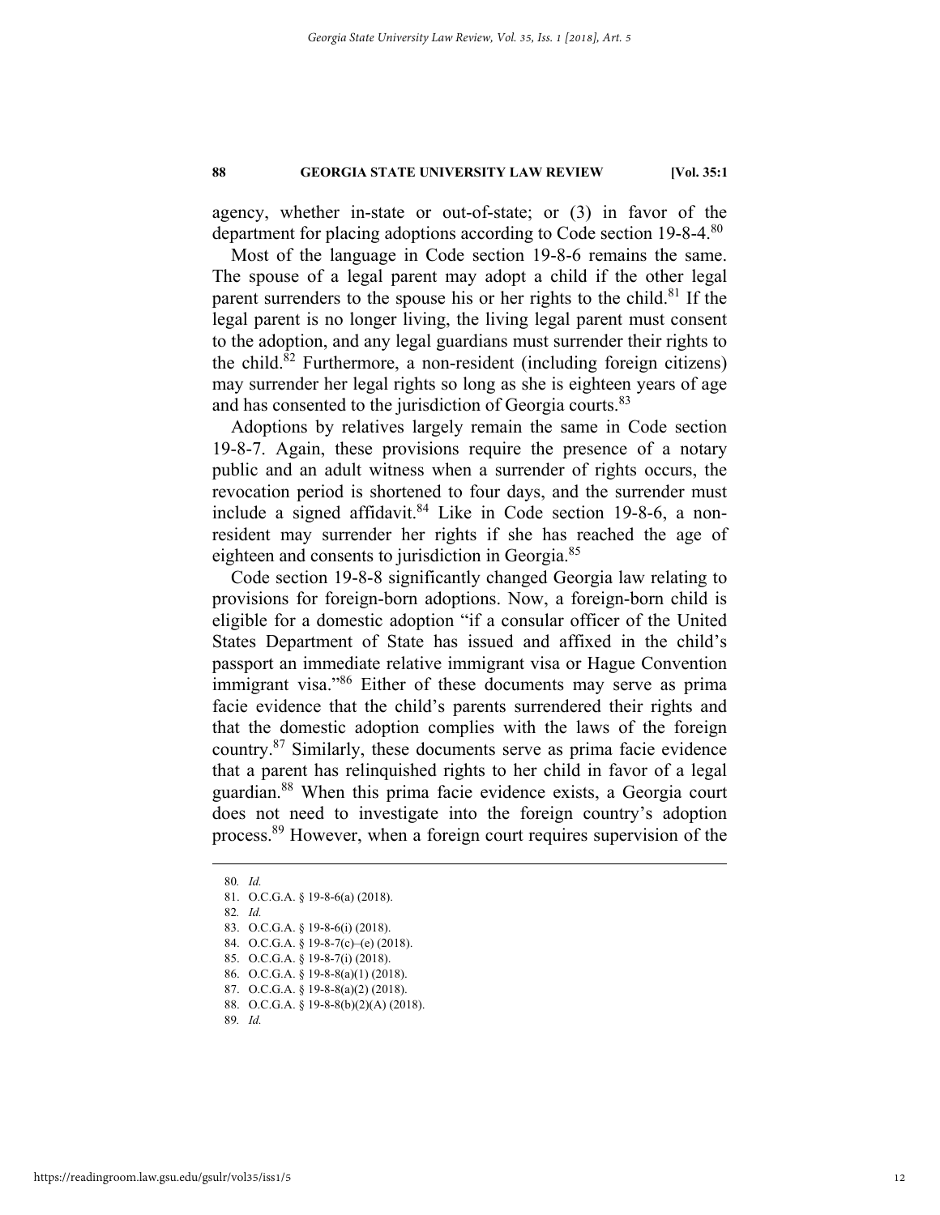agency, whether in-state or out-of-state; or (3) in favor of the department for placing adoptions according to Code section 19-8-4.[80]

Most of the language in Code section 19-8-6 remains the same. The spouse of a legal parent may adopt a child if the other legal parent surrenders to the spouse his or her rights to the child.[81] If the legal parent is no longer living, the living legal parent must consent to the adoption, and any legal guardians must surrender their rights to the child.[82] Furthermore, a non-resident (including foreign citizens) may surrender her legal rights so long as she is eighteen years of age and has consented to the jurisdiction of Georgia courts.[83]

Adoptions by relatives largely remain the same in Code section 19-8-7. Again, these provisions require the presence of a notary public and an adult witness when a surrender of rights occurs, the revocation period is shortened to four days, and the surrender must include a signed affidavit.[84] Like in Code section 19-8-6, a non-resident may surrender her rights if she has reached the age of eighteen and consents to jurisdiction in Georgia.[85]

Code section 19-8-8 significantly changed Georgia law relating to provisions for foreign-born adoptions. Now, a foreign-born child is eligible for a domestic adoption "if a consular officer of the United States Department of State has issued and affixed in the child's passport an immediate relative immigrant visa or Hague Convention immigrant visa."[86] Either of these documents may serve as prima facie evidence that the child's parents surrendered their rights and that the domestic adoption complies with the laws of the foreign country.[87] Similarly, these documents serve as prima facie evidence that a parent has relinquished rights to her child in favor of a legal guardian.[88] When this prima facie evidence exists, a Georgia court does not need to investigate into the foreign country's adoption process.[89] However, when a foreign court requires supervision of the

---

80. *Id.*
81. O.C.G.A. § 19-8-6(a) (2018).
82. *Id.*
83. O.C.G.A. § 19-8-6(i) (2018).
84. O.C.G.A. § 19-8-7(c)–(e) (2018).
85. O.C.G.A. § 19-8-7(i) (2018).
86. O.C.G.A. § 19-8-8(a)(1) (2018).
87. O.C.G.A. § 19-8-8(a)(2) (2018).
88. O.C.G.A. § 19-8-8(b)(2)(A) (2018).
89. *Id.*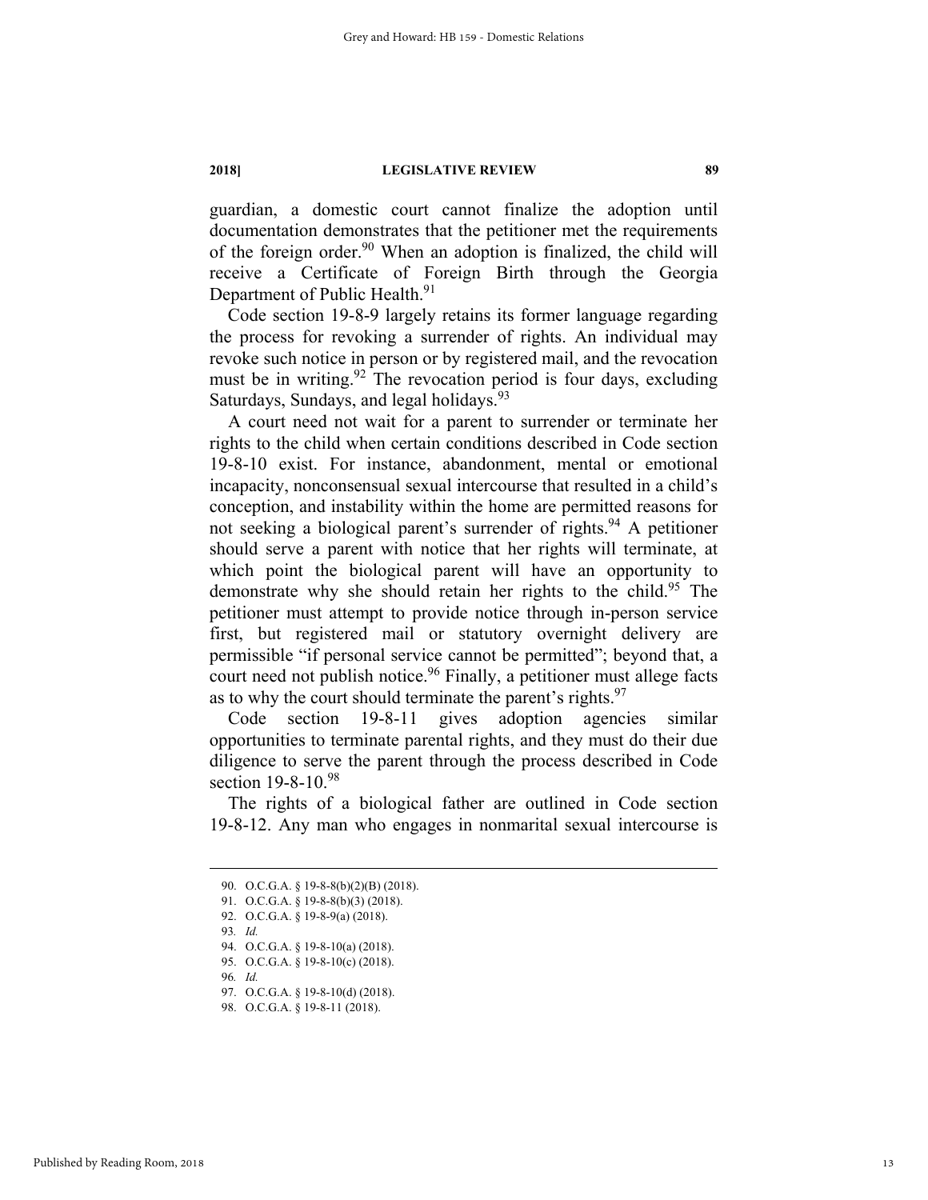guardian, a domestic court cannot finalize the adoption until documentation demonstrates that the petitioner met the requirements of the foreign order.[90] When an adoption is finalized, the child will receive a Certificate of Foreign Birth through the Georgia Department of Public Health.[91]

Code section 19-8-9 largely retains its former language regarding the process for revoking a surrender of rights. An individual may revoke such notice in person or by registered mail, and the revocation must be in writing.[92] The revocation period is four days, excluding Saturdays, Sundays, and legal holidays.[93]

A court need not wait for a parent to surrender or terminate her rights to the child when certain conditions described in Code section 19-8-10 exist. For instance, abandonment, mental or emotional incapacity, nonconsensual sexual intercourse that resulted in a child's conception, and instability within the home are permitted reasons for not seeking a biological parent's surrender of rights.[94] A petitioner should serve a parent with notice that her rights will terminate, at which point the biological parent will have an opportunity to demonstrate why she should retain her rights to the child.[95] The petitioner must attempt to provide notice through in-person service first, but registered mail or statutory overnight delivery are permissible "if personal service cannot be permitted"; beyond that, a court need not publish notice.[96] Finally, a petitioner must allege facts as to why the court should terminate the parent's rights.[97]

Code section 19-8-11 gives adoption agencies similar opportunities to terminate parental rights, and they must do their due diligence to serve the parent through the process described in Code section 19-8-10.[98]

The rights of a biological father are outlined in Code section 19-8-12. Any man who engages in nonmarital sexual intercourse is

---

90. O.C.G.A. § 19-8-8(b)(2)(B) (2018).

91. O.C.G.A. § 19-8-8(b)(3) (2018).

92. O.C.G.A. § 19-8-9(a) (2018).

93. *Id.*

94. O.C.G.A. § 19-8-10(a) (2018).

95. O.C.G.A. § 19-8-10(c) (2018).

96. *Id.*

97. O.C.G.A. § 19-8-10(d) (2018).

98. O.C.G.A. § 19-8-11 (2018).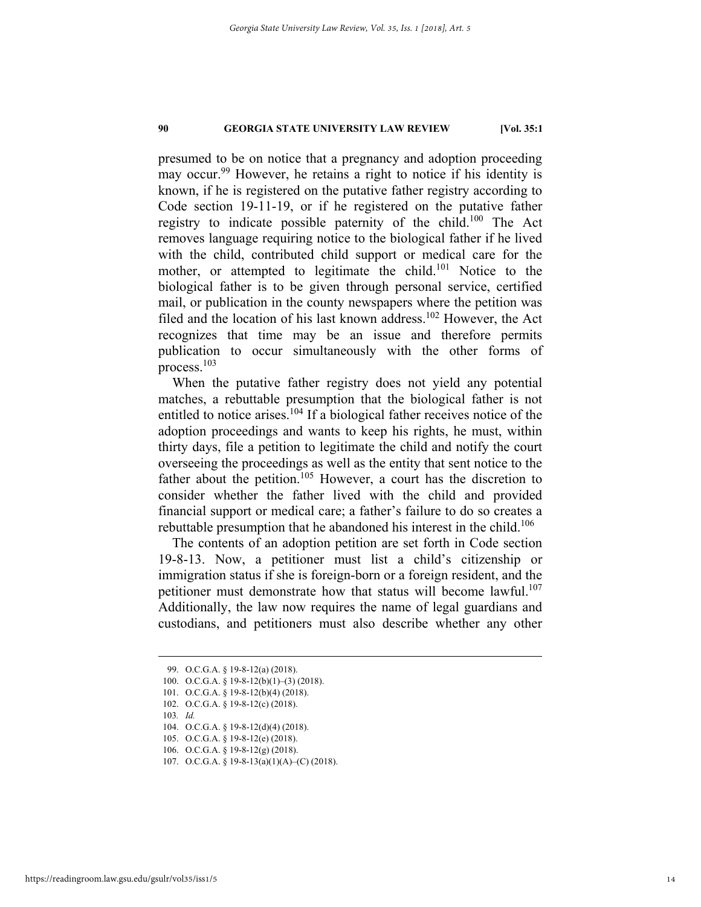presumed to be on notice that a pregnancy and adoption proceeding may occur.[99] However, he retains a right to notice if his identity is known, if he is registered on the putative father registry according to Code section 19-11-19, or if he registered on the putative father registry to indicate possible paternity of the child.[100] The Act removes language requiring notice to the biological father if he lived with the child, contributed child support or medical care for the mother, or attempted to legitimate the child.[101] Notice to the biological father is to be given through personal service, certified mail, or publication in the county newspapers where the petition was filed and the location of his last known address.[102] However, the Act recognizes that time may be an issue and therefore permits publication to occur simultaneously with the other forms of process.[103]

When the putative father registry does not yield any potential matches, a rebuttable presumption that the biological father is not entitled to notice arises.[104] If a biological father receives notice of the adoption proceedings and wants to keep his rights, he must, within thirty days, file a petition to legitimate the child and notify the court overseeing the proceedings as well as the entity that sent notice to the father about the petition.[105] However, a court has the discretion to consider whether the father lived with the child and provided financial support or medical care; a father's failure to do so creates a rebuttable presumption that he abandoned his interest in the child.[106]

The contents of an adoption petition are set forth in Code section 19-8-13. Now, a petitioner must list a child's citizenship or immigration status if she is foreign-born or a foreign resident, and the petitioner must demonstrate how that status will become lawful.[107] Additionally, the law now requires the name of legal guardians and custodians, and petitioners must also describe whether any other

---

99. O.C.G.A. § 19-8-12(a) (2018).

100. O.C.G.A. § 19-8-12(b)(1)–(3) (2018).

101. O.C.G.A. § 19-8-12(b)(4) (2018).

102. O.C.G.A. § 19-8-12(c) (2018).

103. *Id.*

104. O.C.G.A. § 19-8-12(d)(4) (2018).

105. O.C.G.A. § 19-8-12(e) (2018).

106. O.C.G.A. § 19-8-12(g) (2018).

107. O.C.G.A. § 19-8-13(a)(1)(A)–(C) (2018).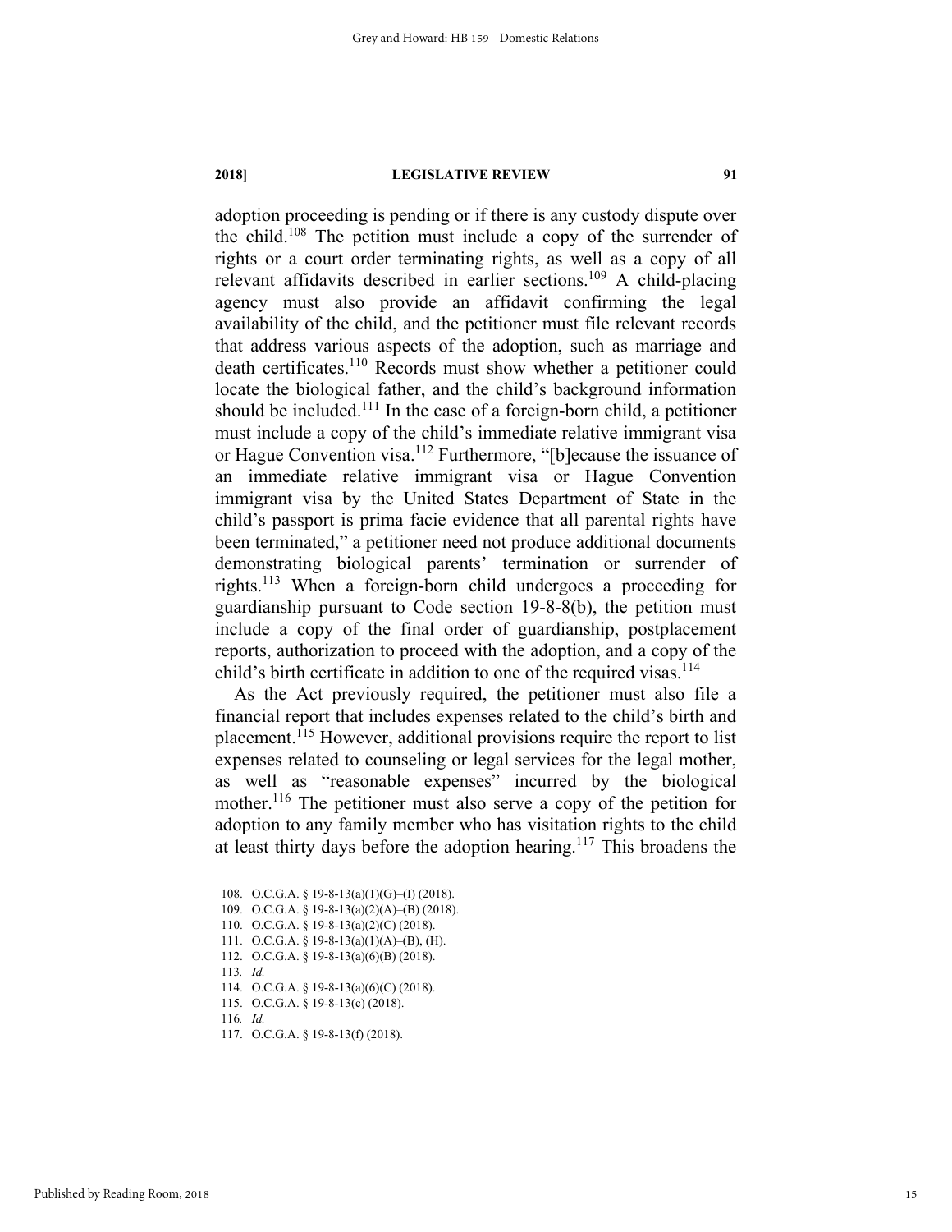adoption proceeding is pending or if there is any custody dispute over the child.[108] The petition must include a copy of the surrender of rights or a court order terminating rights, as well as a copy of all relevant affidavits described in earlier sections.[109] A child-placing agency must also provide an affidavit confirming the legal availability of the child, and the petitioner must file relevant records that address various aspects of the adoption, such as marriage and death certificates.[110] Records must show whether a petitioner could locate the biological father, and the child's background information should be included.[111] In the case of a foreign-born child, a petitioner must include a copy of the child's immediate relative immigrant visa or Hague Convention visa.[112] Furthermore, "[b]ecause the issuance of an immediate relative immigrant visa or Hague Convention immigrant visa by the United States Department of State in the child's passport is prima facie evidence that all parental rights have been terminated," a petitioner need not produce additional documents demonstrating biological parents' termination or surrender of rights.[113] When a foreign-born child undergoes a proceeding for guardianship pursuant to Code section 19-8-8(b), the petition must include a copy of the final order of guardianship, postplacement reports, authorization to proceed with the adoption, and a copy of the child's birth certificate in addition to one of the required visas.[114]

As the Act previously required, the petitioner must also file a financial report that includes expenses related to the child's birth and placement.[115] However, additional provisions require the report to list expenses related to counseling or legal services for the legal mother, as well as "reasonable expenses" incurred by the biological mother.[116] The petitioner must also serve a copy of the petition for adoption to any family member who has visitation rights to the child at least thirty days before the adoption hearing.[117] This broadens the

---

108. O.C.G.A. § 19-8-13(a)(1)(G)–(I) (2018).

109. O.C.G.A. § 19-8-13(a)(2)(A)–(B) (2018).

110. O.C.G.A. § 19-8-13(a)(2)(C) (2018).

111. O.C.G.A. § 19-8-13(a)(1)(A)–(B), (H).

112. O.C.G.A. § 19-8-13(a)(6)(B) (2018).

113. *Id.*

114. O.C.G.A. § 19-8-13(a)(6)(C) (2018).

115. O.C.G.A. § 19-8-13(c) (2018).

116. *Id.*

117. O.C.G.A. § 19-8-13(f) (2018).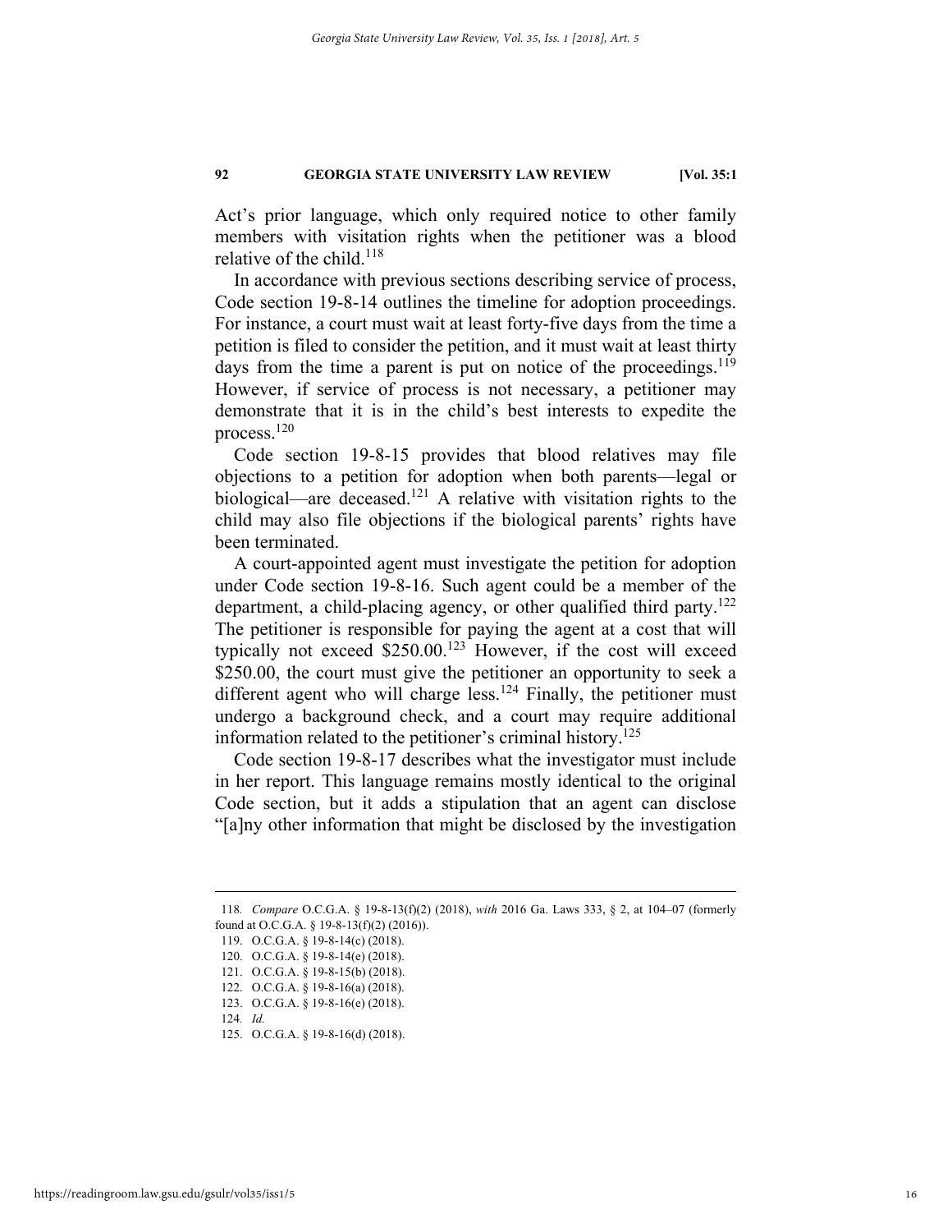Act's prior language, which only required notice to other family members with visitation rights when the petitioner was a blood relative of the child.[118]

In accordance with previous sections describing service of process, Code section 19-8-14 outlines the timeline for adoption proceedings. For instance, a court must wait at least forty-five days from the time a petition is filed to consider the petition, and it must wait at least thirty days from the time a parent is put on notice of the proceedings.[119] However, if service of process is not necessary, a petitioner may demonstrate that it is in the child's best interests to expedite the process.[120]

Code section 19-8-15 provides that blood relatives may file objections to a petition for adoption when both parents—legal or biological—are deceased.[121] A relative with visitation rights to the child may also file objections if the biological parents' rights have been terminated.

A court-appointed agent must investigate the petition for adoption under Code section 19-8-16. Such agent could be a member of the department, a child-placing agency, or other qualified third party.[122] The petitioner is responsible for paying the agent at a cost that will typically not exceed $250.00.[123] However, if the cost will exceed $250.00, the court must give the petitioner an opportunity to seek a different agent who will charge less.[124] Finally, the petitioner must undergo a background check, and a court may require additional information related to the petitioner's criminal history.[125]

Code section 19-8-17 describes what the investigator must include in her report. This language remains mostly identical to the original Code section, but it adds a stipulation that an agent can disclose "[a]ny other information that might be disclosed by the investigation

---

118. *Compare* O.C.G.A. § 19-8-13(f)(2) (2018), *with* 2016 Ga. Laws 333, § 2, at 104–07 (formerly found at O.C.G.A. § 19-8-13(f)(2) (2016)).

119. O.C.G.A. § 19-8-14(c) (2018).

120. O.C.G.A. § 19-8-14(e) (2018).

121. O.C.G.A. § 19-8-15(b) (2018).

122. O.C.G.A. § 19-8-16(a) (2018).

123. O.C.G.A. § 19-8-16(e) (2018).

124. *Id.*

125. O.C.G.A. § 19-8-16(d) (2018).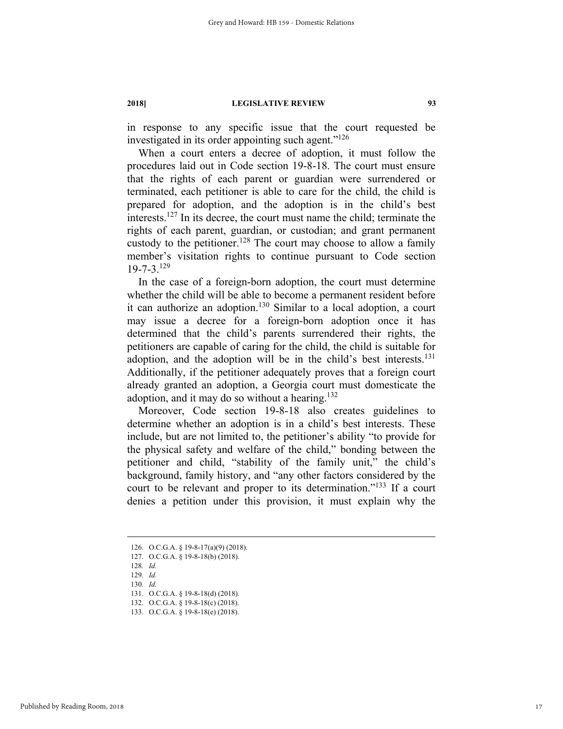in response to any specific issue that the court requested be investigated in its order appointing such agent."[126]

When a court enters a decree of adoption, it must follow the procedures laid out in Code section 19-8-18. The court must ensure that the rights of each parent or guardian were surrendered or terminated, each petitioner is able to care for the child, the child is prepared for adoption, and the adoption is in the child's best interests.[127] In its decree, the court must name the child; terminate the rights of each parent, guardian, or custodian; and grant permanent custody to the petitioner.[128] The court may choose to allow a family member's visitation rights to continue pursuant to Code section 19-7-3.[129]

In the case of a foreign-born adoption, the court must determine whether the child will be able to become a permanent resident before it can authorize an adoption.[130] Similar to a local adoption, a court may issue a decree for a foreign-born adoption once it has determined that the child's parents surrendered their rights, the petitioners are capable of caring for the child, the child is suitable for adoption, and the adoption will be in the child's best interests.[131] Additionally, if the petitioner adequately proves that a foreign court already granted an adoption, a Georgia court must domesticate the adoption, and it may do so without a hearing.[132]

Moreover, Code section 19-8-18 also creates guidelines to determine whether an adoption is in a child's best interests. These include, but are not limited to, the petitioner's ability "to provide for the physical safety and welfare of the child," bonding between the petitioner and child, "stability of the family unit," the child's background, family history, and "any other factors considered by the court to be relevant and proper to its determination."[133] If a court denies a petition under this provision, it must explain why the

---

126. O.C.G.A. § 19-8-17(a)(9) (2018).
127. O.C.G.A. § 19-8-18(b) (2018).
128. *Id.*
129. *Id.*
130. *Id.*
131. O.C.G.A. § 19-8-18(d) (2018).
132. O.C.G.A. § 19-8-18(c) (2018).
133. O.C.G.A. § 19-8-18(e) (2018).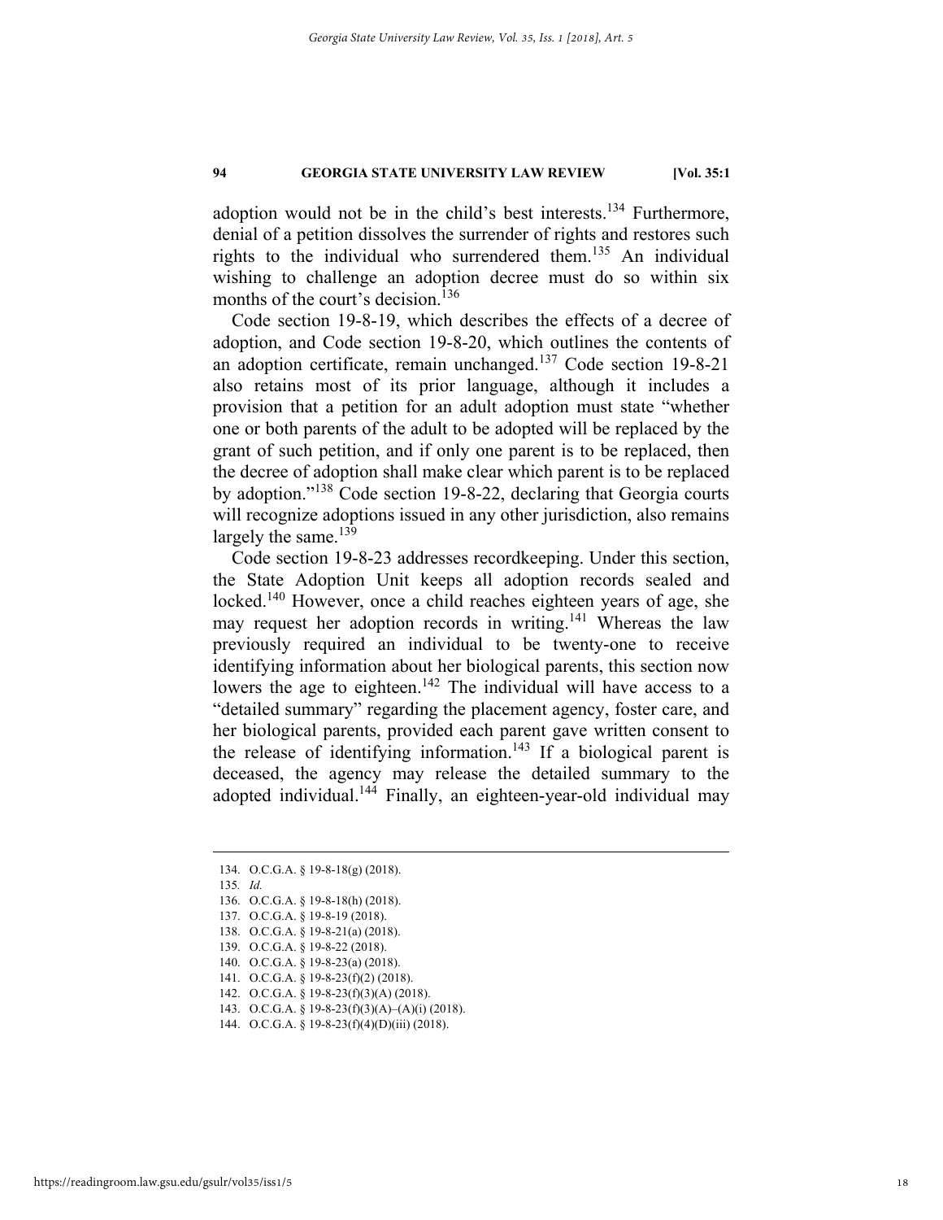adoption would not be in the child's best interests.[134] Furthermore, denial of a petition dissolves the surrender of rights and restores such rights to the individual who surrendered them.[135] An individual wishing to challenge an adoption decree must do so within six months of the court's decision.[136]

Code section 19-8-19, which describes the effects of a decree of adoption, and Code section 19-8-20, which outlines the contents of an adoption certificate, remain unchanged.[137] Code section 19-8-21 also retains most of its prior language, although it includes a provision that a petition for an adult adoption must state "whether one or both parents of the adult to be adopted will be replaced by the grant of such petition, and if only one parent is to be replaced, then the decree of adoption shall make clear which parent is to be replaced by adoption."[138] Code section 19-8-22, declaring that Georgia courts will recognize adoptions issued in any other jurisdiction, also remains largely the same.[139]

Code section 19-8-23 addresses recordkeeping. Under this section, the State Adoption Unit keeps all adoption records sealed and locked.[140] However, once a child reaches eighteen years of age, she may request her adoption records in writing.[141] Whereas the law previously required an individual to be twenty-one to receive identifying information about her biological parents, this section now lowers the age to eighteen.[142] The individual will have access to a "detailed summary" regarding the placement agency, foster care, and her biological parents, provided each parent gave written consent to the release of identifying information.[143] If a biological parent is deceased, the agency may release the detailed summary to the adopted individual.[144] Finally, an eighteen-year-old individual may

---

134. O.C.G.A. § 19-8-18(g) (2018).
135. *Id.*
136. O.C.G.A. § 19-8-18(h) (2018).
137. O.C.G.A. § 19-8-19 (2018).
138. O.C.G.A. § 19-8-21(a) (2018).
139. O.C.G.A. § 19-8-22 (2018).
140. O.C.G.A. § 19-8-23(a) (2018).
141. O.C.G.A. § 19-8-23(f)(2) (2018).
142. O.C.G.A. § 19-8-23(f)(3)(A) (2018).
143. O.C.G.A. § 19-8-23(f)(3)(A)–(A)(i) (2018).
144. O.C.G.A. § 19-8-23(f)(4)(D)(iii) (2018).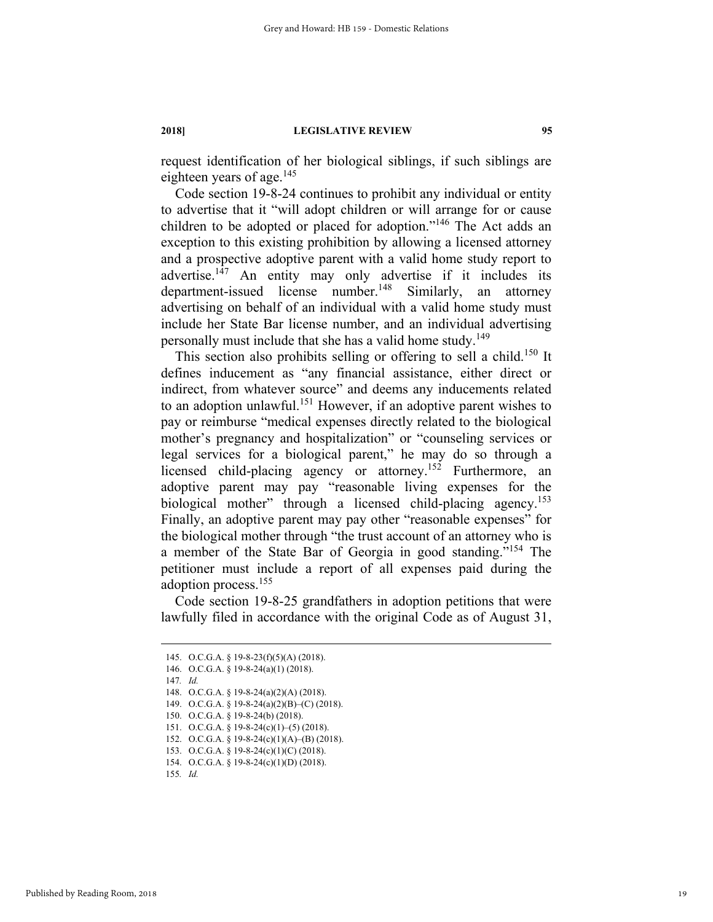request identification of her biological siblings, if such siblings are eighteen years of age.[145]

Code section 19-8-24 continues to prohibit any individual or entity to advertise that it "will adopt children or will arrange for or cause children to be adopted or placed for adoption."[146] The Act adds an exception to this existing prohibition by allowing a licensed attorney and a prospective adoptive parent with a valid home study report to advertise.[147] An entity may only advertise if it includes its department-issued license number.[148] Similarly, an attorney advertising on behalf of an individual with a valid home study must include her State Bar license number, and an individual advertising personally must include that she has a valid home study.[149]

This section also prohibits selling or offering to sell a child.[150] It defines inducement as "any financial assistance, either direct or indirect, from whatever source" and deems any inducements related to an adoption unlawful.[151] However, if an adoptive parent wishes to pay or reimburse "medical expenses directly related to the biological mother's pregnancy and hospitalization" or "counseling services or legal services for a biological parent," he may do so through a licensed child-placing agency or attorney.[152] Furthermore, an adoptive parent may pay "reasonable living expenses for the biological mother" through a licensed child-placing agency.[153] Finally, an adoptive parent may pay other "reasonable expenses" for the biological mother through "the trust account of an attorney who is a member of the State Bar of Georgia in good standing."[154] The petitioner must include a report of all expenses paid during the adoption process.[155]

Code section 19-8-25 grandfathers in adoption petitions that were lawfully filed in accordance with the original Code as of August 31,

---

145. O.C.G.A. § 19-8-23(f)(5)(A) (2018).
146. O.C.G.A. § 19-8-24(a)(1) (2018).
147. *Id.*
148. O.C.G.A. § 19-8-24(a)(2)(A) (2018).
149. O.C.G.A. § 19-8-24(a)(2)(B)–(C) (2018).
150. O.C.G.A. § 19-8-24(b) (2018).
151. O.C.G.A. § 19-8-24(c)(1)–(5) (2018).
152. O.C.G.A. § 19-8-24(c)(1)(A)–(B) (2018).
153. O.C.G.A. § 19-8-24(c)(1)(C) (2018).
154. O.C.G.A. § 19-8-24(c)(1)(D) (2018).
155. *Id.*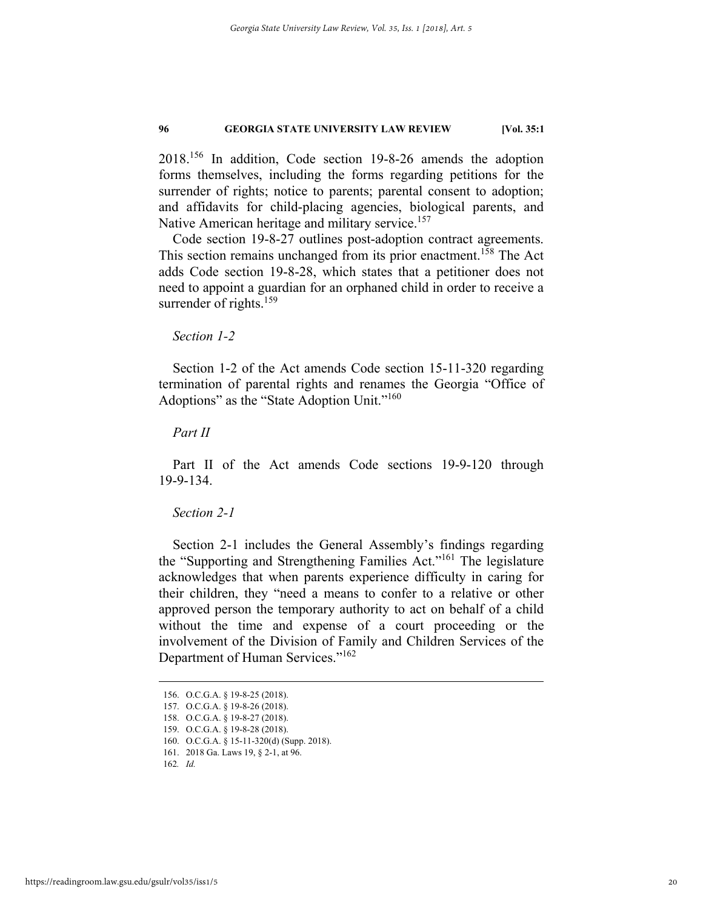2018.[156] In addition, Code section 19-8-26 amends the adoption forms themselves, including the forms regarding petitions for the surrender of rights; notice to parents; parental consent to adoption; and affidavits for child-placing agencies, biological parents, and Native American heritage and military service.[157]

Code section 19-8-27 outlines post-adoption contract agreements. This section remains unchanged from its prior enactment.[158] The Act adds Code section 19-8-28, which states that a petitioner does not need to appoint a guardian for an orphaned child in order to receive a surrender of rights.[159]

*Section 1-2*

Section 1-2 of the Act amends Code section 15-11-320 regarding termination of parental rights and renames the Georgia "Office of Adoptions" as the "State Adoption Unit."[160]

*Part II*

Part II of the Act amends Code sections 19-9-120 through 19-9-134.

*Section 2-1*

Section 2-1 includes the General Assembly's findings regarding the "Supporting and Strengthening Families Act."[161] The legislature acknowledges that when parents experience difficulty in caring for their children, they "need a means to confer to a relative or other approved person the temporary authority to act on behalf of a child without the time and expense of a court proceeding or the involvement of the Division of Family and Children Services of the Department of Human Services."[162]

---

156. O.C.G.A. § 19-8-25 (2018).
157. O.C.G.A. § 19-8-26 (2018).
158. O.C.G.A. § 19-8-27 (2018).
159. O.C.G.A. § 19-8-28 (2018).
160. O.C.G.A. § 15-11-320(d) (Supp. 2018).
161. 2018 Ga. Laws 19, § 2-1, at 96.
162. *Id.*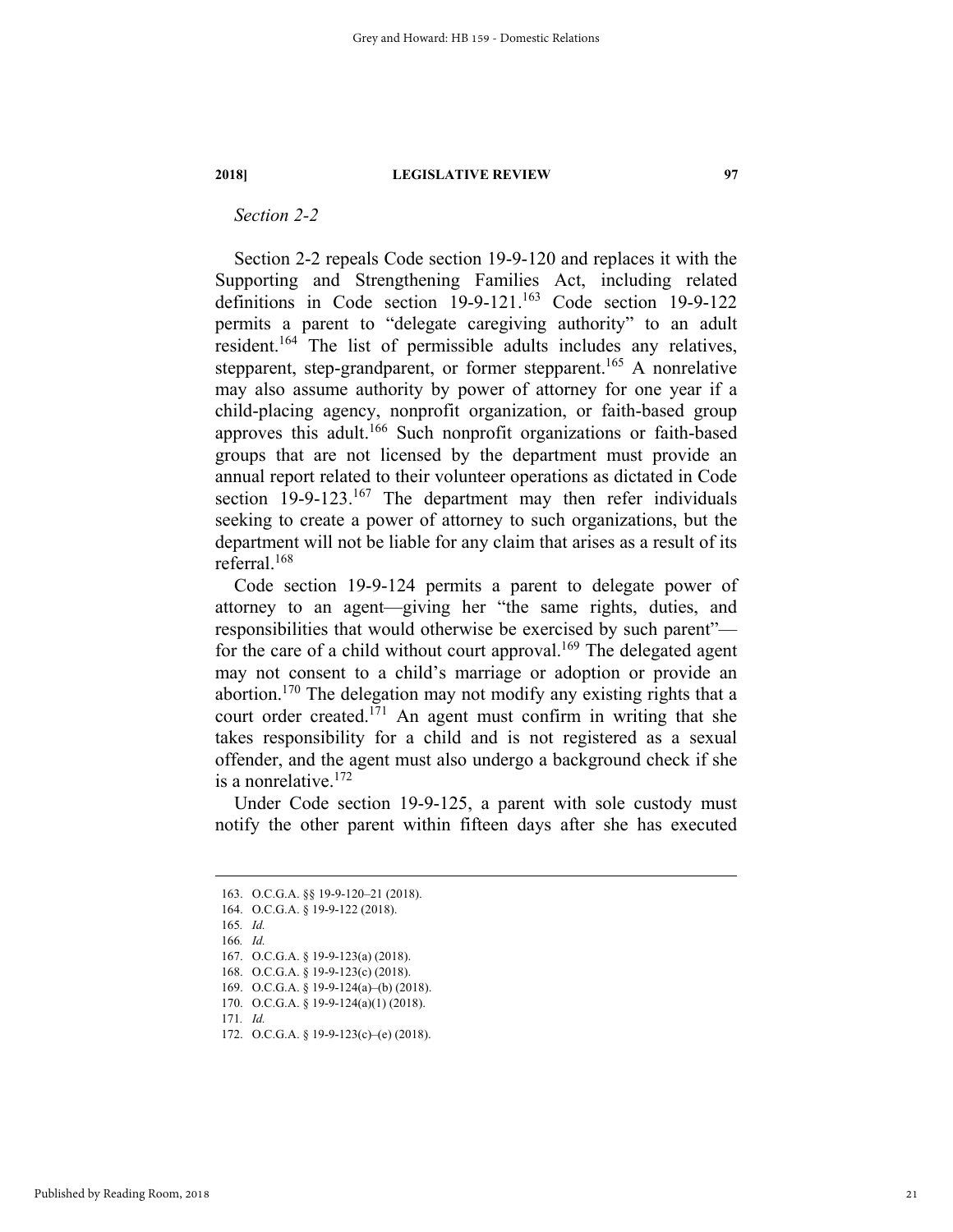*Section 2-2*

Section 2-2 repeals Code section 19-9-120 and replaces it with the Supporting and Strengthening Families Act, including related definitions in Code section 19-9-121.[163] Code section 19-9-122 permits a parent to "delegate caregiving authority" to an adult resident.[164] The list of permissible adults includes any relatives, stepparent, step-grandparent, or former stepparent.[165] A nonrelative may also assume authority by power of attorney for one year if a child-placing agency, nonprofit organization, or faith-based group approves this adult.[166] Such nonprofit organizations or faith-based groups that are not licensed by the department must provide an annual report related to their volunteer operations as dictated in Code section 19-9-123.[167] The department may then refer individuals seeking to create a power of attorney to such organizations, but the department will not be liable for any claim that arises as a result of its referral.[168]

Code section 19-9-124 permits a parent to delegate power of attorney to an agent—giving her "the same rights, duties, and responsibilities that would otherwise be exercised by such parent"—for the care of a child without court approval.[169] The delegated agent may not consent to a child's marriage or adoption or provide an abortion.[170] The delegation may not modify any existing rights that a court order created.[171] An agent must confirm in writing that she takes responsibility for a child and is not registered as a sexual offender, and the agent must also undergo a background check if she is a nonrelative.[172]

Under Code section 19-9-125, a parent with sole custody must notify the other parent within fifteen days after she has executed

---

163. O.C.G.A. §§ 19-9-120–21 (2018).
164. O.C.G.A. § 19-9-122 (2018).
165. *Id.*
166. *Id.*
167. O.C.G.A. § 19-9-123(a) (2018).
168. O.C.G.A. § 19-9-123(c) (2018).
169. O.C.G.A. § 19-9-124(a)–(b) (2018).
170. O.C.G.A. § 19-9-124(a)(1) (2018).
171. *Id.*
172. O.C.G.A. § 19-9-123(c)–(e) (2018).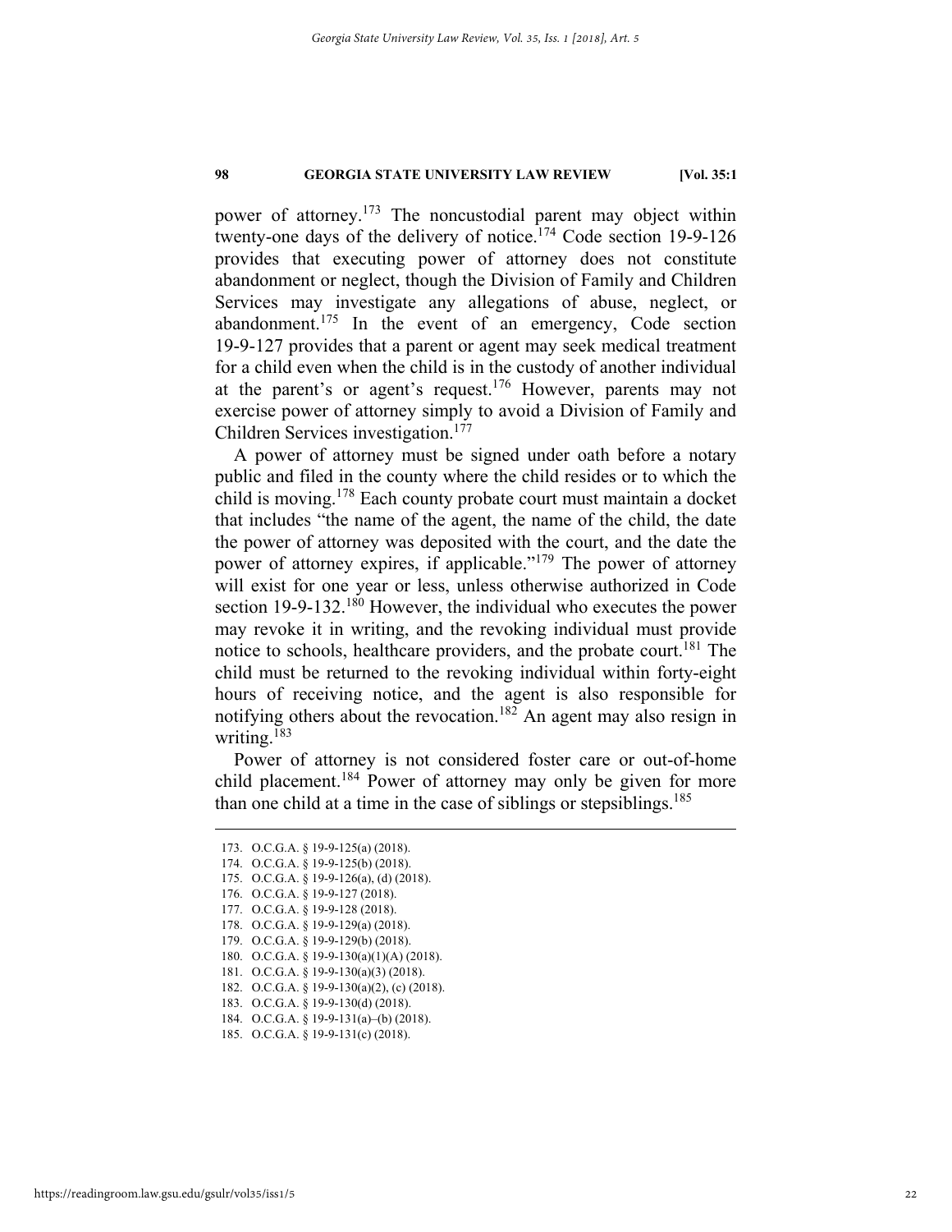power of attorney.[173] The noncustodial parent may object within twenty-one days of the delivery of notice.[174] Code section 19-9-126 provides that executing power of attorney does not constitute abandonment or neglect, though the Division of Family and Children Services may investigate any allegations of abuse, neglect, or abandonment.[175] In the event of an emergency, Code section 19-9-127 provides that a parent or agent may seek medical treatment for a child even when the child is in the custody of another individual at the parent's or agent's request.[176] However, parents may not exercise power of attorney simply to avoid a Division of Family and Children Services investigation.[177]

A power of attorney must be signed under oath before a notary public and filed in the county where the child resides or to which the child is moving.[178] Each county probate court must maintain a docket that includes "the name of the agent, the name of the child, the date the power of attorney was deposited with the court, and the date the power of attorney expires, if applicable."[179] The power of attorney will exist for one year or less, unless otherwise authorized in Code section 19-9-132.[180] However, the individual who executes the power may revoke it in writing, and the revoking individual must provide notice to schools, healthcare providers, and the probate court.[181] The child must be returned to the revoking individual within forty-eight hours of receiving notice, and the agent is also responsible for notifying others about the revocation.[182] An agent may also resign in writing.[183]

Power of attorney is not considered foster care or out-of-home child placement.[184] Power of attorney may only be given for more than one child at a time in the case of siblings or stepsiblings.[185]

---

173. O.C.G.A. § 19-9-125(a) (2018).
174. O.C.G.A. § 19-9-125(b) (2018).
175. O.C.G.A. § 19-9-126(a), (d) (2018).
176. O.C.G.A. § 19-9-127 (2018).
177. O.C.G.A. § 19-9-128 (2018).
178. O.C.G.A. § 19-9-129(a) (2018).
179. O.C.G.A. § 19-9-129(b) (2018).
180. O.C.G.A. § 19-9-130(a)(1)(A) (2018).
181. O.C.G.A. § 19-9-130(a)(3) (2018).
182. O.C.G.A. § 19-9-130(a)(2), (c) (2018).
183. O.C.G.A. § 19-9-130(d) (2018).
184. O.C.G.A. § 19-9-131(a)–(b) (2018).
185. O.C.G.A. § 19-9-131(c) (2018).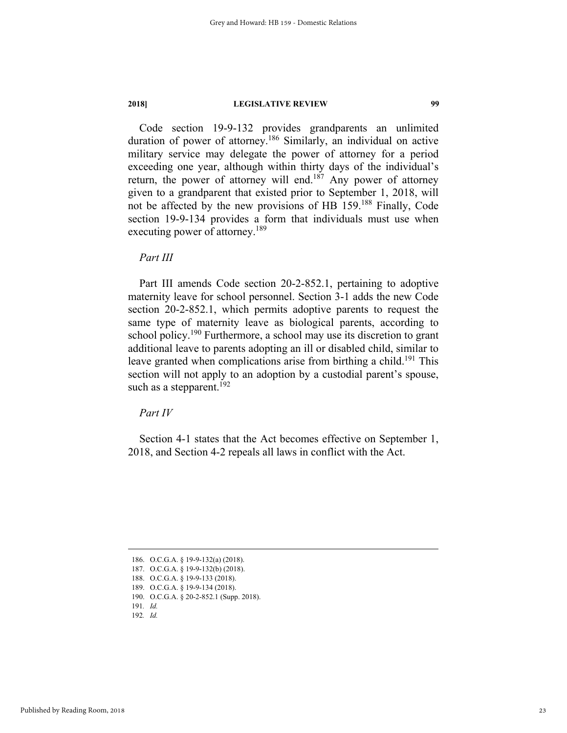Code section 19-9-132 provides grandparents an unlimited duration of power of attorney.[186] Similarly, an individual on active military service may delegate the power of attorney for a period exceeding one year, although within thirty days of the individual's return, the power of attorney will end.[187] Any power of attorney given to a grandparent that existed prior to September 1, 2018, will not be affected by the new provisions of HB 159.[188] Finally, Code section 19-9-134 provides a form that individuals must use when executing power of attorney.[189]

*Part III*

Part III amends Code section 20-2-852.1, pertaining to adoptive maternity leave for school personnel. Section 3-1 adds the new Code section 20-2-852.1, which permits adoptive parents to request the same type of maternity leave as biological parents, according to school policy.[190] Furthermore, a school may use its discretion to grant additional leave to parents adopting an ill or disabled child, similar to leave granted when complications arise from birthing a child.[191] This section will not apply to an adoption by a custodial parent's spouse, such as a stepparent.[192]

*Part IV*

Section 4-1 states that the Act becomes effective on September 1, 2018, and Section 4-2 repeals all laws in conflict with the Act.

---

186. O.C.G.A. § 19-9-132(a) (2018).
187. O.C.G.A. § 19-9-132(b) (2018).
188. O.C.G.A. § 19-9-133 (2018).
189. O.C.G.A. § 19-9-134 (2018).
190. O.C.G.A. § 20-2-852.1 (Supp. 2018).
191. *Id.*
192. *Id.*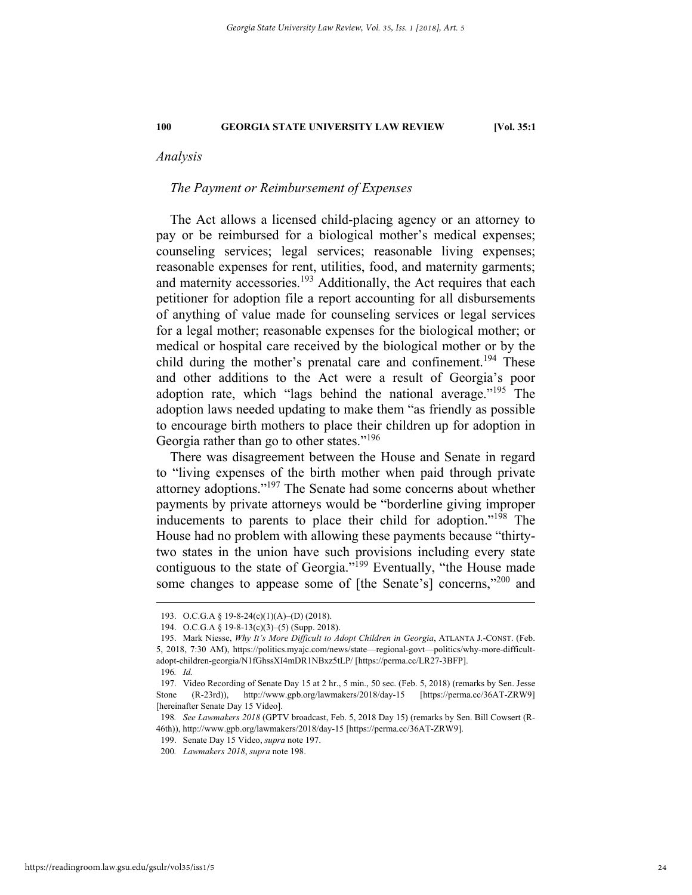*Analysis*

*The Payment or Reimbursement of Expenses*

The Act allows a licensed child-placing agency or an attorney to pay or be reimbursed for a biological mother's medical expenses; counseling services; legal services; reasonable living expenses; reasonable expenses for rent, utilities, food, and maternity garments; and maternity accessories.[193] Additionally, the Act requires that each petitioner for adoption file a report accounting for all disbursements of anything of value made for counseling services or legal services for a legal mother; reasonable expenses for the biological mother; or medical or hospital care received by the biological mother or by the child during the mother's prenatal care and confinement.[194] These and other additions to the Act were a result of Georgia's poor adoption rate, which "lags behind the national average."[195] The adoption laws needed updating to make them "as friendly as possible to encourage birth mothers to place their children up for adoption in Georgia rather than go to other states."[196]

There was disagreement between the House and Senate in regard to "living expenses of the birth mother when paid through private attorney adoptions."[197] The Senate had some concerns about whether payments by private attorneys would be "borderline giving improper inducements to parents to place their child for adoption."[198] The House had no problem with allowing these payments because "thirty-two states in the union have such provisions including every state contiguous to the state of Georgia."[199] Eventually, "the House made some changes to appease some of [the Senate's] concerns,"[200] and

---

193. O.C.G.A § 19-8-24(c)(1)(A)–(D) (2018).

194. O.C.G.A § 19-8-13(c)(3)–(5) (Supp. 2018).

195. Mark Niesse, *Why It's More Difficult to Adopt Children in Georgia*, ATLANTA J.-CONST. (Feb. 5, 2018, 7:30 AM), https://politics.myajc.com/news/state—regional-govt—politics/why-more-difficult-adopt-children-georgia/N1fGhssXI4mDR1NBxz5tLP/ [https://perma.cc/LR27-3BFP].

196. *Id.*

197. Video Recording of Senate Day 15 at 2 hr., 5 min., 50 sec. (Feb. 5, 2018) (remarks by Sen. Jesse Stone (R-23rd)), http://www.gpb.org/lawmakers/2018/day-15 [https://perma.cc/36AT-ZRW9] [hereinafter Senate Day 15 Video].

198. *See Lawmakers 2018* (GPTV broadcast, Feb. 5, 2018 Day 15) (remarks by Sen. Bill Cowsert (R-46th)), http://www.gpb.org/lawmakers/2018/day-15 [https://perma.cc/36AT-ZRW9].

199. Senate Day 15 Video, *supra* note 197.

200. *Lawmakers 2018*, *supra* note 198.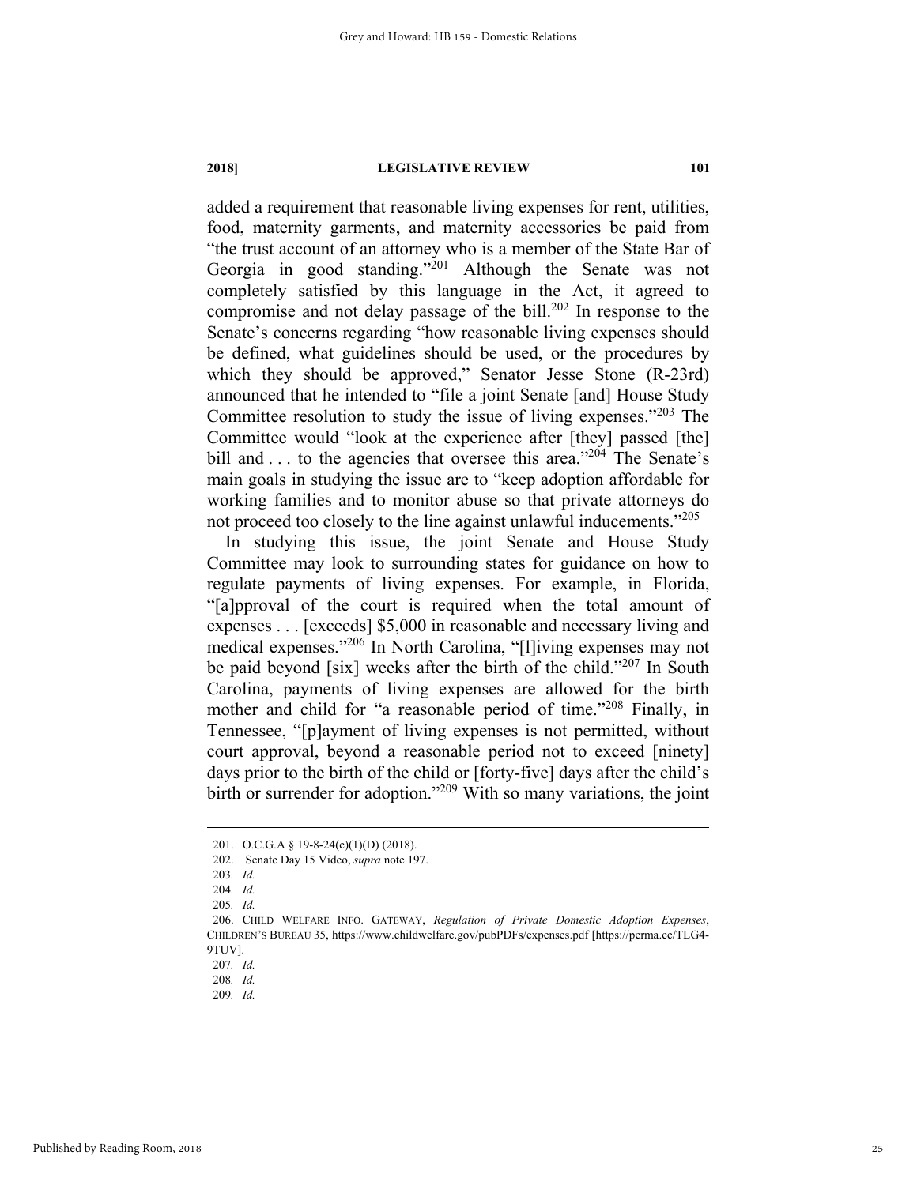added a requirement that reasonable living expenses for rent, utilities, food, maternity garments, and maternity accessories be paid from "the trust account of an attorney who is a member of the State Bar of Georgia in good standing."[201] Although the Senate was not completely satisfied by this language in the Act, it agreed to compromise and not delay passage of the bill.[202] In response to the Senate's concerns regarding "how reasonable living expenses should be defined, what guidelines should be used, or the procedures by which they should be approved," Senator Jesse Stone (R-23rd) announced that he intended to "file a joint Senate [and] House Study Committee resolution to study the issue of living expenses."[203] The Committee would "look at the experience after [they] passed [the] bill and . . . to the agencies that oversee this area."[204] The Senate's main goals in studying the issue are to "keep adoption affordable for working families and to monitor abuse so that private attorneys do not proceed too closely to the line against unlawful inducements."[205]

In studying this issue, the joint Senate and House Study Committee may look to surrounding states for guidance on how to regulate payments of living expenses. For example, in Florida, "[a]pproval of the court is required when the total amount of expenses . . . [exceeds] $5,000 in reasonable and necessary living and medical expenses."[206] In North Carolina, "[l]iving expenses may not be paid beyond [six] weeks after the birth of the child."[207] In South Carolina, payments of living expenses are allowed for the birth mother and child for "a reasonable period of time."[208] Finally, in Tennessee, "[p]ayment of living expenses is not permitted, without court approval, beyond a reasonable period not to exceed [ninety] days prior to the birth of the child or [forty-five] days after the child's birth or surrender for adoption."[209] With so many variations, the joint

---

201. O.C.G.A § 19-8-24(c)(1)(D) (2018).

202. Senate Day 15 Video, *supra* note 197.

203. *Id.*

204. *Id.*

205. *Id.*

206. CHILD WELFARE INFO. GATEWAY, *Regulation of Private Domestic Adoption Expenses*, CHILDREN'S BUREAU 35, https://www.childwelfare.gov/pubPDFs/expenses.pdf [https://perma.cc/TLG4-9TUV].

207. *Id.*

208. *Id.*

209. *Id.*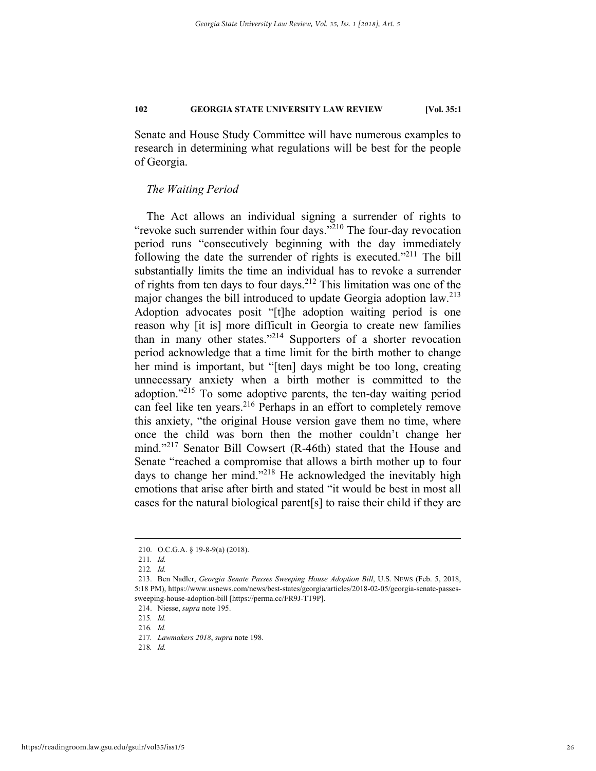Senate and House Study Committee will have numerous examples to research in determining what regulations will be best for the people of Georgia.

*The Waiting Period*

The Act allows an individual signing a surrender of rights to "revoke such surrender within four days."[210] The four-day revocation period runs "consecutively beginning with the day immediately following the date the surrender of rights is executed."[211] The bill substantially limits the time an individual has to revoke a surrender of rights from ten days to four days.[212] This limitation was one of the major changes the bill introduced to update Georgia adoption law.[213] Adoption advocates posit "[t]he adoption waiting period is one reason why [it is] more difficult in Georgia to create new families than in many other states."[214] Supporters of a shorter revocation period acknowledge that a time limit for the birth mother to change her mind is important, but "[ten] days might be too long, creating unnecessary anxiety when a birth mother is committed to the adoption."[215] To some adoptive parents, the ten-day waiting period can feel like ten years.[216] Perhaps in an effort to completely remove this anxiety, "the original House version gave them no time, where once the child was born then the mother couldn't change her mind."[217] Senator Bill Cowsert (R-46th) stated that the House and Senate "reached a compromise that allows a birth mother up to four days to change her mind."[218] He acknowledged the inevitably high emotions that arise after birth and stated "it would be best in most all cases for the natural biological parent[s] to raise their child if they are

---

210. O.C.G.A. § 19-8-9(a) (2018).

211. *Id.*

212. *Id.*

213. Ben Nadler, *Georgia Senate Passes Sweeping House Adoption Bill*, U.S. NEWS (Feb. 5, 2018, 5:18 PM), https://www.usnews.com/news/best-states/georgia/articles/2018-02-05/georgia-senate-passes-sweeping-house-adoption-bill [https://perma.cc/FR9J-TT9P].

214. Niesse, *supra* note 195.

215. *Id.*

216. *Id.*

217. *Lawmakers 2018*, *supra* note 198.

218. *Id.*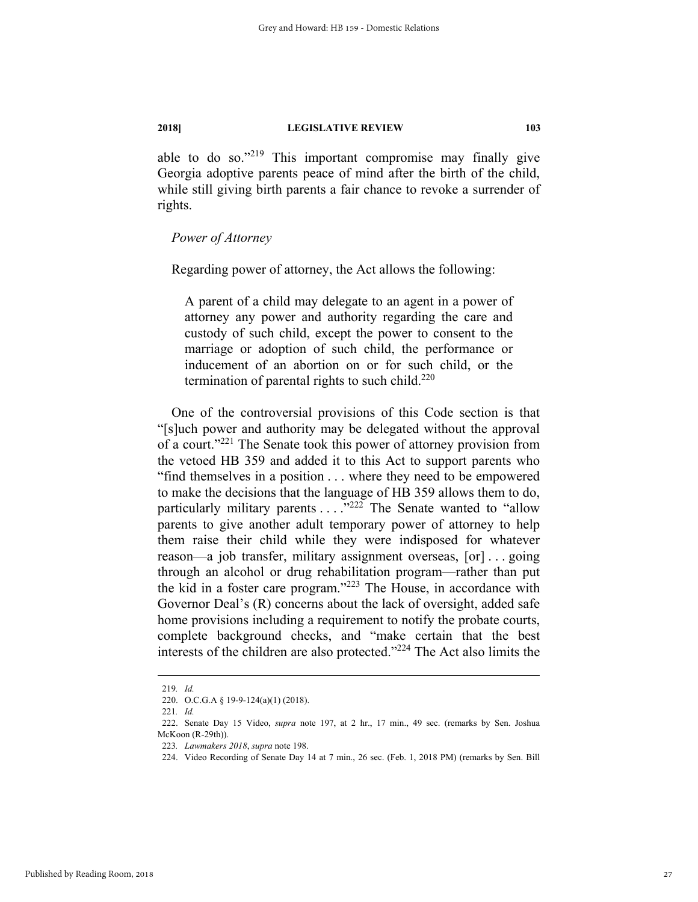able to do so."[219] This important compromise may finally give Georgia adoptive parents peace of mind after the birth of the child, while still giving birth parents a fair chance to revoke a surrender of rights.

*Power of Attorney*

Regarding power of attorney, the Act allows the following:

> A parent of a child may delegate to an agent in a power of attorney any power and authority regarding the care and custody of such child, except the power to consent to the marriage or adoption of such child, the performance or inducement of an abortion on or for such child, or the termination of parental rights to such child.[220]

One of the controversial provisions of this Code section is that "[s]uch power and authority may be delegated without the approval of a court."[221] The Senate took this power of attorney provision from the vetoed HB 359 and added it to this Act to support parents who "find themselves in a position . . . where they need to be empowered to make the decisions that the language of HB 359 allows them to do, particularly military parents . . . ."[222] The Senate wanted to "allow parents to give another adult temporary power of attorney to help them raise their child while they were indisposed for whatever reason—a job transfer, military assignment overseas, [or] . . . going through an alcohol or drug rehabilitation program—rather than put the kid in a foster care program."[223] The House, in accordance with Governor Deal's (R) concerns about the lack of oversight, added safe home provisions including a requirement to notify the probate courts, complete background checks, and "make certain that the best interests of the children are also protected."[224] The Act also limits the

---

219. *Id.*

220. O.C.G.A § 19-9-124(a)(1) (2018).

221. *Id.*

222. Senate Day 15 Video, *supra* note 197, at 2 hr., 17 min., 49 sec. (remarks by Sen. Joshua McKoon (R-29th)).

223. *Lawmakers 2018*, *supra* note 198.

224. Video Recording of Senate Day 14 at 7 min., 26 sec. (Feb. 1, 2018 PM) (remarks by Sen. Bill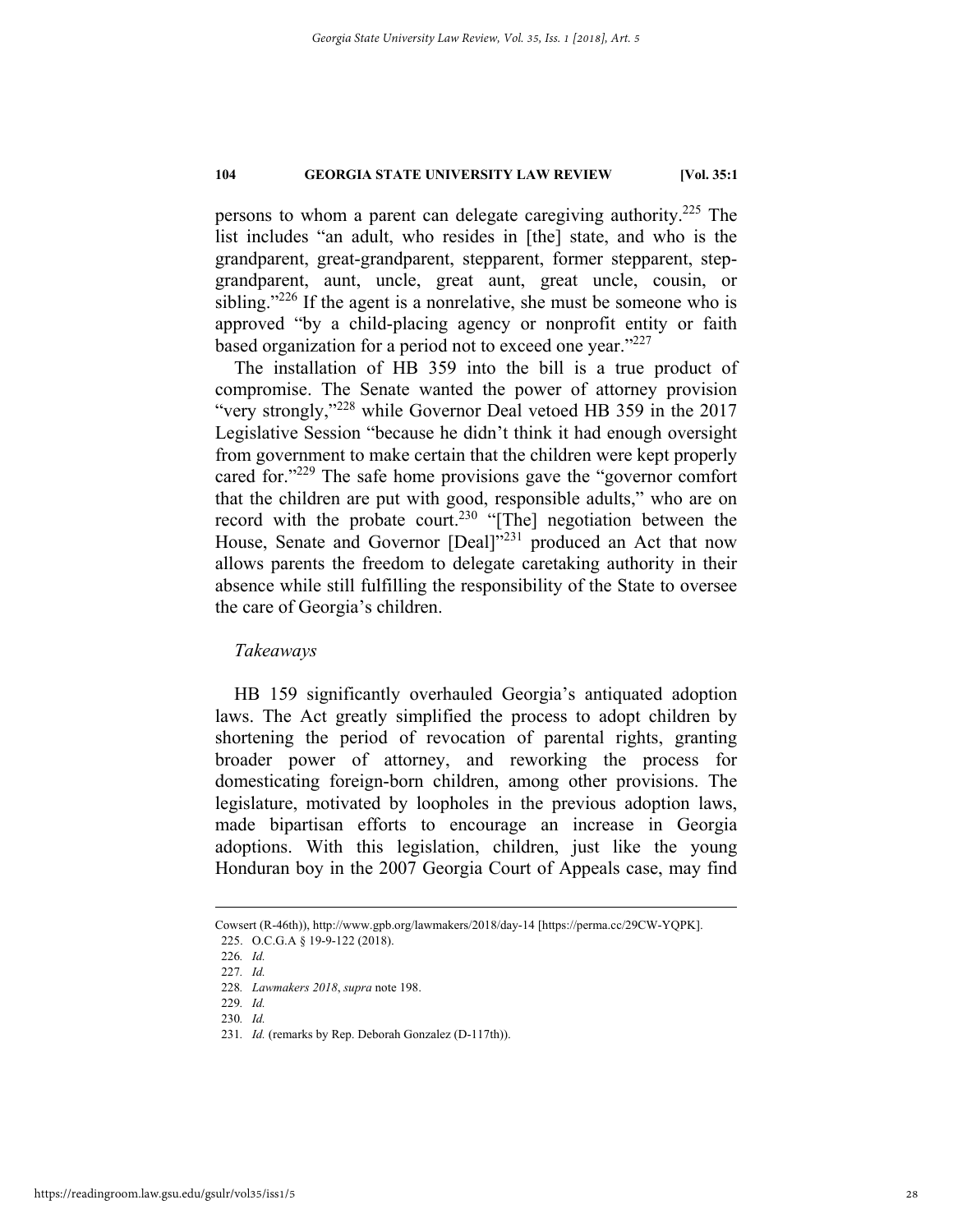persons to whom a parent can delegate caregiving authority.[225] The list includes "an adult, who resides in [the] state, and who is the grandparent, great-grandparent, stepparent, former stepparent, step-grandparent, aunt, uncle, great aunt, great uncle, cousin, or sibling."[226] If the agent is a nonrelative, she must be someone who is approved "by a child-placing agency or nonprofit entity or faith based organization for a period not to exceed one year."[227]

The installation of HB 359 into the bill is a true product of compromise. The Senate wanted the power of attorney provision "very strongly,"[228] while Governor Deal vetoed HB 359 in the 2017 Legislative Session "because he didn't think it had enough oversight from government to make certain that the children were kept properly cared for."[229] The safe home provisions gave the "governor comfort that the children are put with good, responsible adults," who are on record with the probate court.[230] "[The] negotiation between the House, Senate and Governor [Deal]"[231] produced an Act that now allows parents the freedom to delegate caretaking authority in their absence while still fulfilling the responsibility of the State to oversee the care of Georgia's children.

*Takeaways*

HB 159 significantly overhauled Georgia's antiquated adoption laws. The Act greatly simplified the process to adopt children by shortening the period of revocation of parental rights, granting broader power of attorney, and reworking the process for domesticating foreign-born children, among other provisions. The legislature, motivated by loopholes in the previous adoption laws, made bipartisan efforts to encourage an increase in Georgia adoptions. With this legislation, children, just like the young Honduran boy in the 2007 Georgia Court of Appeals case, may find

---

Cowsert (R-46th)), http://www.gpb.org/lawmakers/2018/day-14 [https://perma.cc/29CW-YQPK].

225. O.C.G.A § 19-9-122 (2018).

226. *Id.*

227. *Id.*

228. *Lawmakers 2018*, *supra* note 198.

229. *Id.*

230. *Id.*

231. *Id.* (remarks by Rep. Deborah Gonzalez (D-117th)).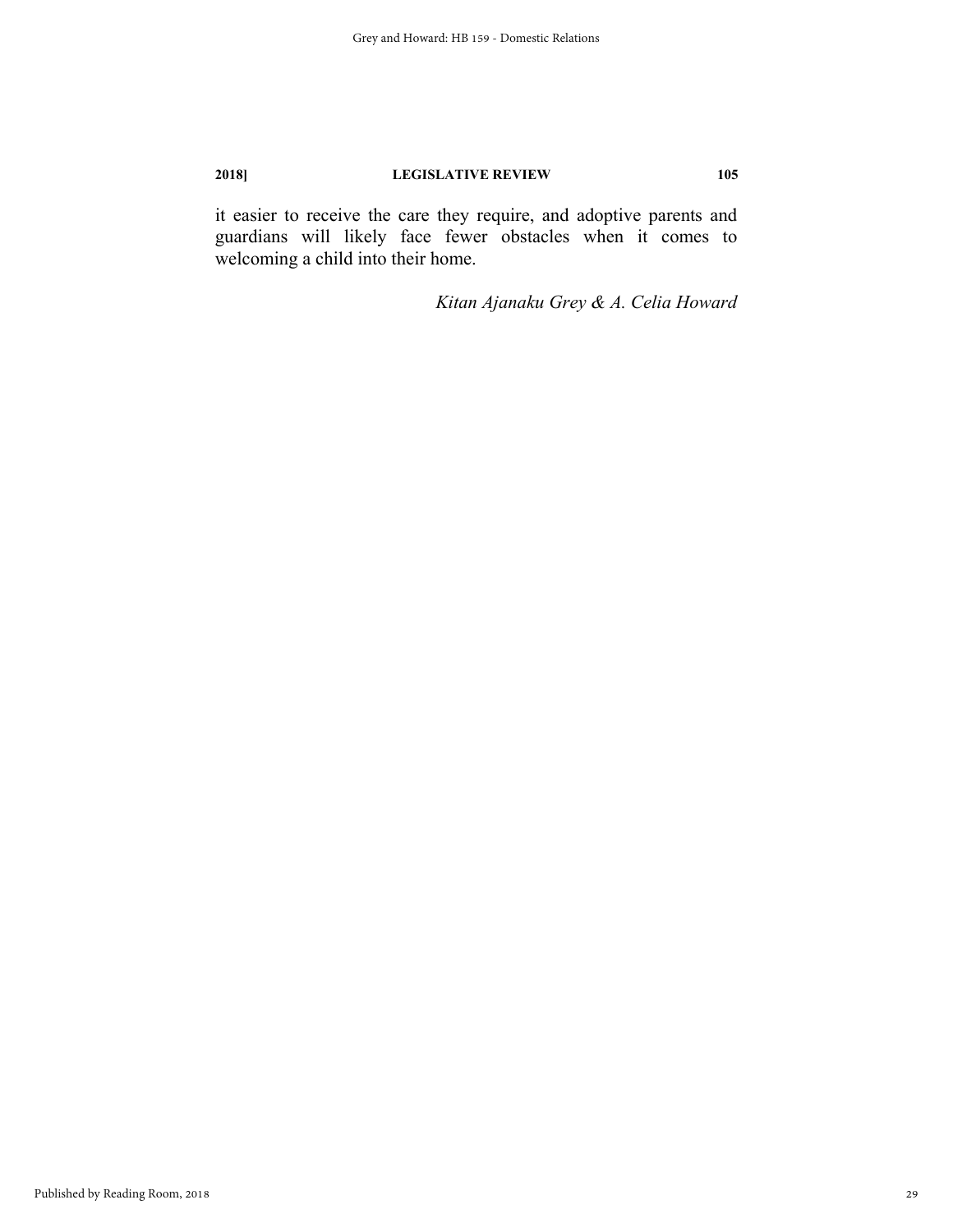it easier to receive the care they require, and adoptive parents and guardians will likely face fewer obstacles when it comes to welcoming a child into their home.

*Kitan Ajanaku Grey & A. Celia Howard*